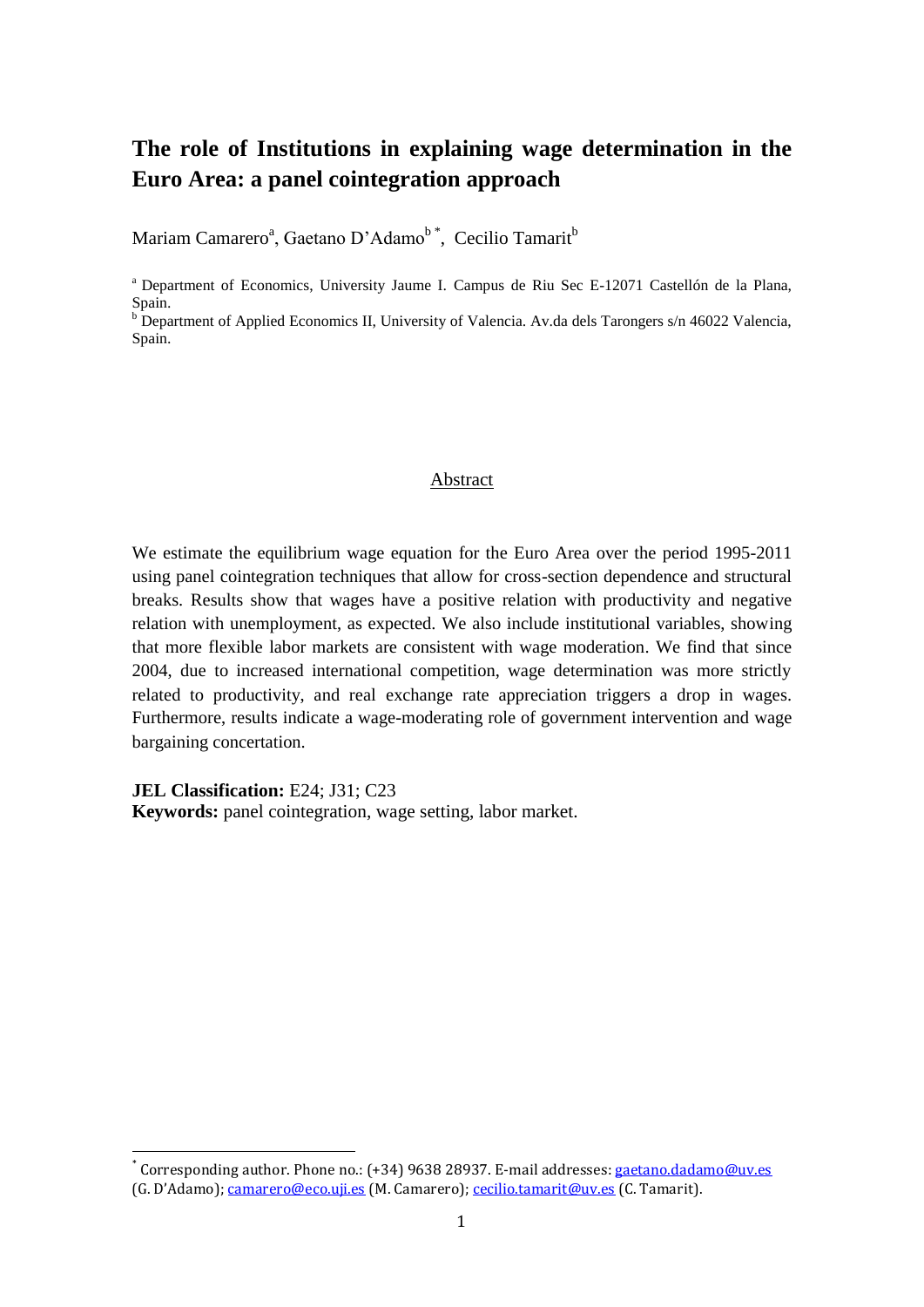# The role of Institutions in explaining wage determination in the Euro Area: a panel cointegration approach

Mariam Camarero[a], Gaetano D'Adamo[b *], Cecilio Tamarit[b]

[a] Department of Economics, University Jaume I. Campus de Riu Sec E-12071 Castellón de la Plana, Spain.

[b] Department of Applied Economics II, University of Valencia. Av.da dels Tarongers s/n 46022 Valencia, Spain.

## Abstract

We estimate the equilibrium wage equation for the Euro Area over the period 1995-2011 using panel cointegration techniques that allow for cross-section dependence and structural breaks. Results show that wages have a positive relation with productivity and negative relation with unemployment, as expected. We also include institutional variables, showing that more flexible labor markets are consistent with wage moderation. We find that since 2004, due to increased international competition, wage determination was more strictly related to productivity, and real exchange rate appreciation triggers a drop in wages. Furthermore, results indicate a wage-moderating role of government intervention and wage bargaining concertation.

**JEL Classification:** E24; J31; C23

**Keywords:** panel cointegration, wage setting, labor market.

---

[*] Corresponding author. Phone no.: (+34) 9638 28937. E-mail addresses: gaetano.dadamo@uv.es (G. D'Adamo); camarero@eco.uji.es (M. Camarero); cecilio.tamarit@uv.es (C. Tamarit).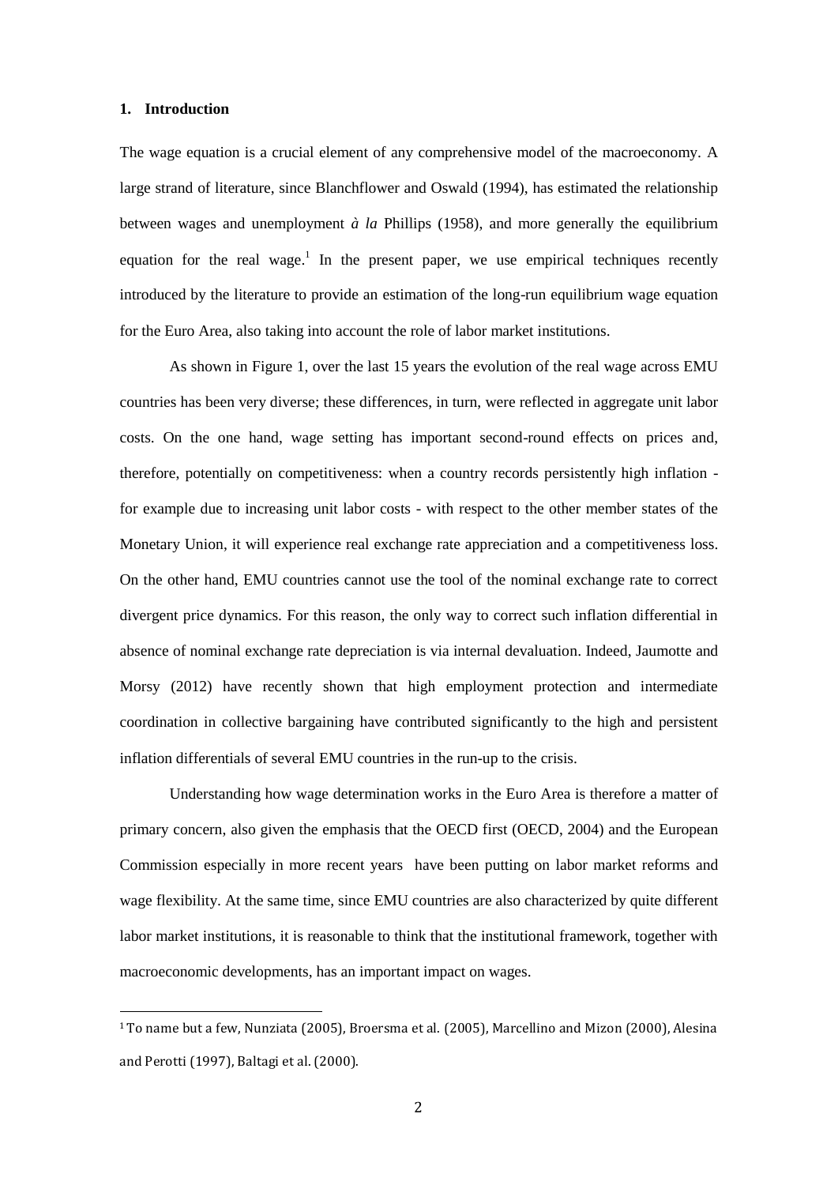## 1. Introduction

The wage equation is a crucial element of any comprehensive model of the macroeconomy. A large strand of literature, since Blanchflower and Oswald (1994), has estimated the relationship between wages and unemployment *à la* Phillips (1958), and more generally the equilibrium equation for the real wage.[1] In the present paper, we use empirical techniques recently introduced by the literature to provide an estimation of the long-run equilibrium wage equation for the Euro Area, also taking into account the role of labor market institutions.

As shown in Figure 1, over the last 15 years the evolution of the real wage across EMU countries has been very diverse; these differences, in turn, were reflected in aggregate unit labor costs. On the one hand, wage setting has important second-round effects on prices and, therefore, potentially on competitiveness: when a country records persistently high inflation - for example due to increasing unit labor costs - with respect to the other member states of the Monetary Union, it will experience real exchange rate appreciation and a competitiveness loss. On the other hand, EMU countries cannot use the tool of the nominal exchange rate to correct divergent price dynamics. For this reason, the only way to correct such inflation differential in absence of nominal exchange rate depreciation is via internal devaluation. Indeed, Jaumotte and Morsy (2012) have recently shown that high employment protection and intermediate coordination in collective bargaining have contributed significantly to the high and persistent inflation differentials of several EMU countries in the run-up to the crisis.

Understanding how wage determination works in the Euro Area is therefore a matter of primary concern, also given the emphasis that the OECD first (OECD, 2004) and the European Commission especially in more recent years have been putting on labor market reforms and wage flexibility. At the same time, since EMU countries are also characterized by quite different labor market institutions, it is reasonable to think that the institutional framework, together with macroeconomic developments, has an important impact on wages.

[1] To name but a few, Nunziata (2005), Broersma et al. (2005), Marcellino and Mizon (2000), Alesina and Perotti (1997), Baltagi et al. (2000).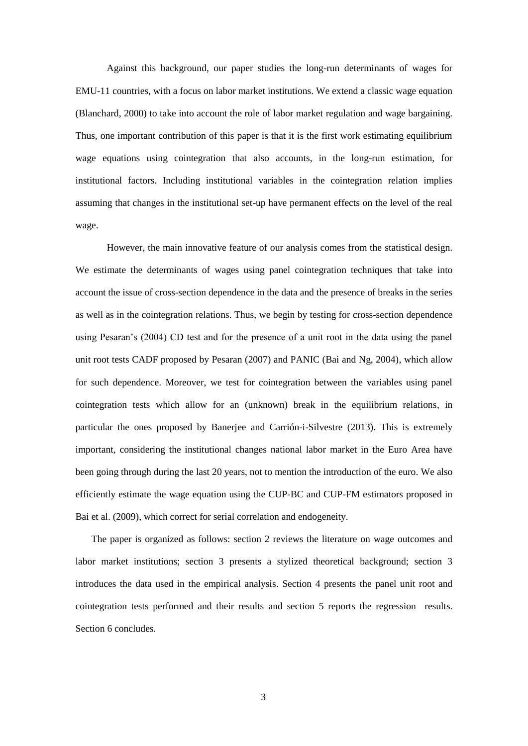Against this background, our paper studies the long-run determinants of wages for EMU-11 countries, with a focus on labor market institutions. We extend a classic wage equation (Blanchard, 2000) to take into account the role of labor market regulation and wage bargaining. Thus, one important contribution of this paper is that it is the first work estimating equilibrium wage equations using cointegration that also accounts, in the long-run estimation, for institutional factors. Including institutional variables in the cointegration relation implies assuming that changes in the institutional set-up have permanent effects on the level of the real wage.

However, the main innovative feature of our analysis comes from the statistical design. We estimate the determinants of wages using panel cointegration techniques that take into account the issue of cross-section dependence in the data and the presence of breaks in the series as well as in the cointegration relations. Thus, we begin by testing for cross-section dependence using Pesaran's (2004) CD test and for the presence of a unit root in the data using the panel unit root tests CADF proposed by Pesaran (2007) and PANIC (Bai and Ng, 2004), which allow for such dependence. Moreover, we test for cointegration between the variables using panel cointegration tests which allow for an (unknown) break in the equilibrium relations, in particular the ones proposed by Banerjee and Carrión-i-Silvestre (2013). This is extremely important, considering the institutional changes national labor market in the Euro Area have been going through during the last 20 years, not to mention the introduction of the euro. We also efficiently estimate the wage equation using the CUP-BC and CUP-FM estimators proposed in Bai et al. (2009), which correct for serial correlation and endogeneity.

The paper is organized as follows: section 2 reviews the literature on wage outcomes and labor market institutions; section 3 presents a stylized theoretical background; section 3 introduces the data used in the empirical analysis. Section 4 presents the panel unit root and cointegration tests performed and their results and section 5 reports the regression results. Section 6 concludes.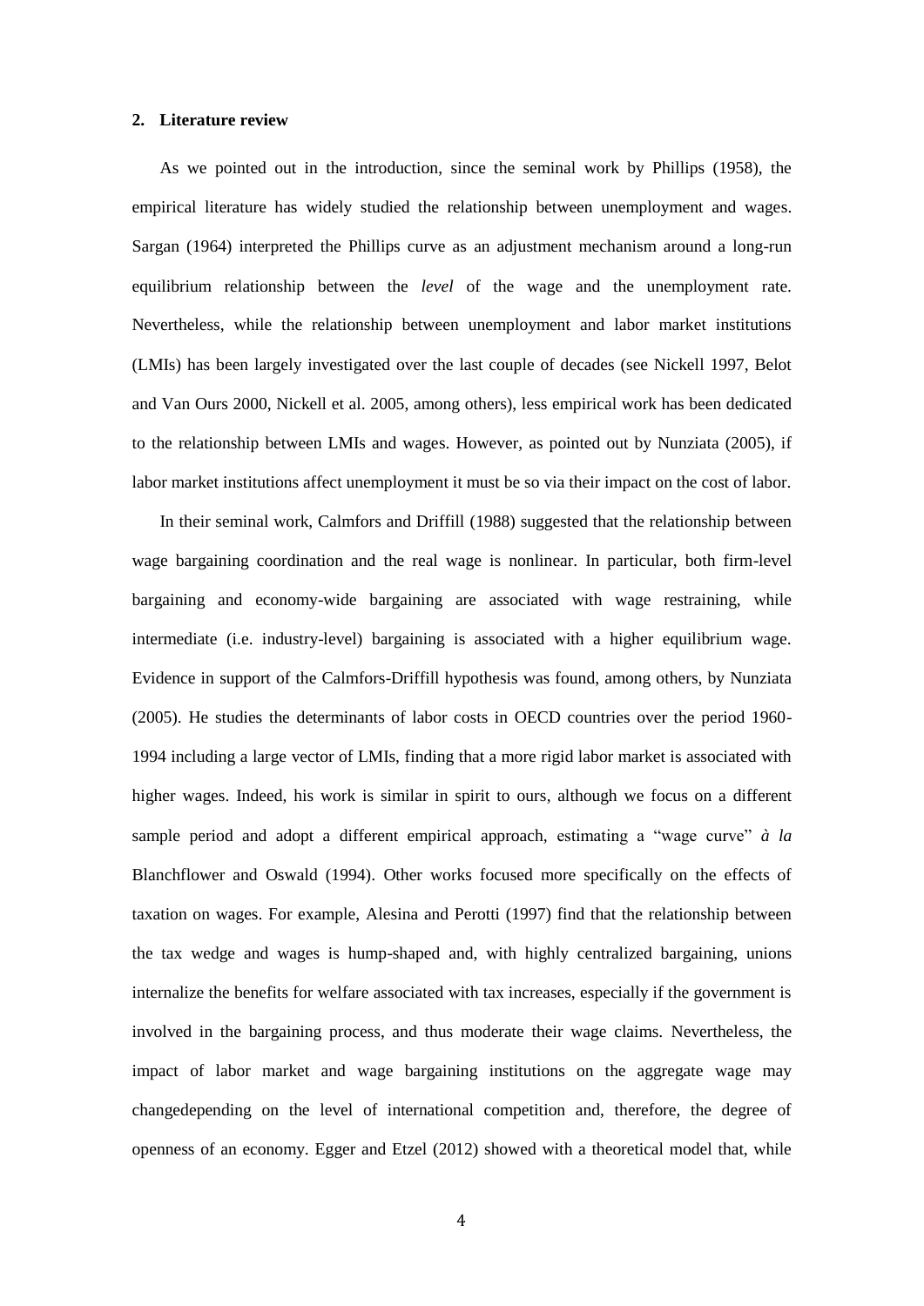## 2. Literature review

As we pointed out in the introduction, since the seminal work by Phillips (1958), the empirical literature has widely studied the relationship between unemployment and wages. Sargan (1964) interpreted the Phillips curve as an adjustment mechanism around a long-run equilibrium relationship between the *level* of the wage and the unemployment rate. Nevertheless, while the relationship between unemployment and labor market institutions (LMIs) has been largely investigated over the last couple of decades (see Nickell 1997, Belot and Van Ours 2000, Nickell et al. 2005, among others), less empirical work has been dedicated to the relationship between LMIs and wages. However, as pointed out by Nunziata (2005), if labor market institutions affect unemployment it must be so via their impact on the cost of labor.

In their seminal work, Calmfors and Driffill (1988) suggested that the relationship between wage bargaining coordination and the real wage is nonlinear. In particular, both firm-level bargaining and economy-wide bargaining are associated with wage restraining, while intermediate (i.e. industry-level) bargaining is associated with a higher equilibrium wage. Evidence in support of the Calmfors-Driffill hypothesis was found, among others, by Nunziata (2005). He studies the determinants of labor costs in OECD countries over the period 1960-1994 including a large vector of LMIs, finding that a more rigid labor market is associated with higher wages. Indeed, his work is similar in spirit to ours, although we focus on a different sample period and adopt a different empirical approach, estimating a "wage curve" *à la* Blanchflower and Oswald (1994). Other works focused more specifically on the effects of taxation on wages. For example, Alesina and Perotti (1997) find that the relationship between the tax wedge and wages is hump-shaped and, with highly centralized bargaining, unions internalize the benefits for welfare associated with tax increases, especially if the government is involved in the bargaining process, and thus moderate their wage claims. Nevertheless, the impact of labor market and wage bargaining institutions on the aggregate wage may changedepending on the level of international competition and, therefore, the degree of openness of an economy. Egger and Etzel (2012) showed with a theoretical model that, while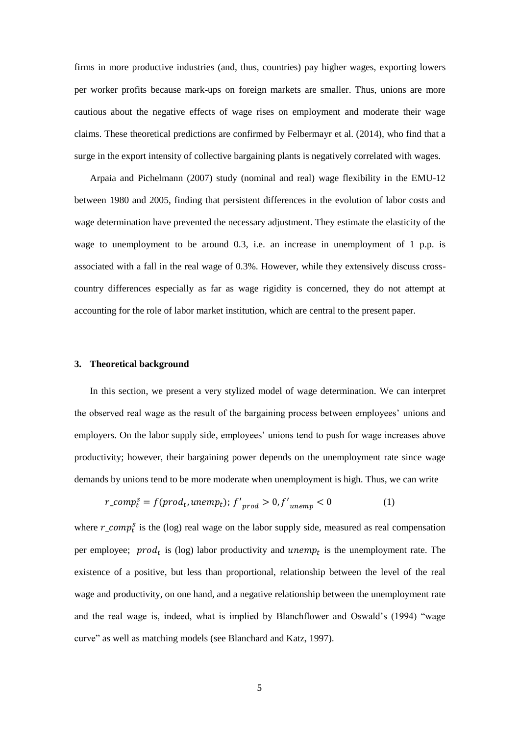firms in more productive industries (and, thus, countries) pay higher wages, exporting lowers per worker profits because mark-ups on foreign markets are smaller. Thus, unions are more cautious about the negative effects of wage rises on employment and moderate their wage claims. These theoretical predictions are confirmed by Felbermayr et al. (2014), who find that a surge in the export intensity of collective bargaining plants is negatively correlated with wages.

Arpaia and Pichelmann (2007) study (nominal and real) wage flexibility in the EMU-12 between 1980 and 2005, finding that persistent differences in the evolution of labor costs and wage determination have prevented the necessary adjustment. They estimate the elasticity of the wage to unemployment to be around 0.3, i.e. an increase in unemployment of 1 p.p. is associated with a fall in the real wage of 0.3%. However, while they extensively discuss cross-country differences especially as far as wage rigidity is concerned, they do not attempt at accounting for the role of labor market institution, which are central to the present paper.

## 3. Theoretical background

In this section, we present a very stylized model of wage determination. We can interpret the observed real wage as the result of the bargaining process between employees' unions and employers. On the labor supply side, employees' unions tend to push for wage increases above productivity; however, their bargaining power depends on the unemployment rate since wage demands by unions tend to be more moderate when unemployment is high. Thus, we can write

$$r\_comp_t^s = f(prod_t, unemp_t);\ f'_{prod} > 0, f'_{unemp} < 0 \qquad (1)$$

where $r\_comp_t^s$ is the (log) real wage on the labor supply side, measured as real compensation per employee; $prod_t$ is (log) labor productivity and $unemp_t$ is the unemployment rate. The existence of a positive, but less than proportional, relationship between the level of the real wage and productivity, on one hand, and a negative relationship between the unemployment rate and the real wage is, indeed, what is implied by Blanchflower and Oswald's (1994) "wage curve" as well as matching models (see Blanchard and Katz, 1997).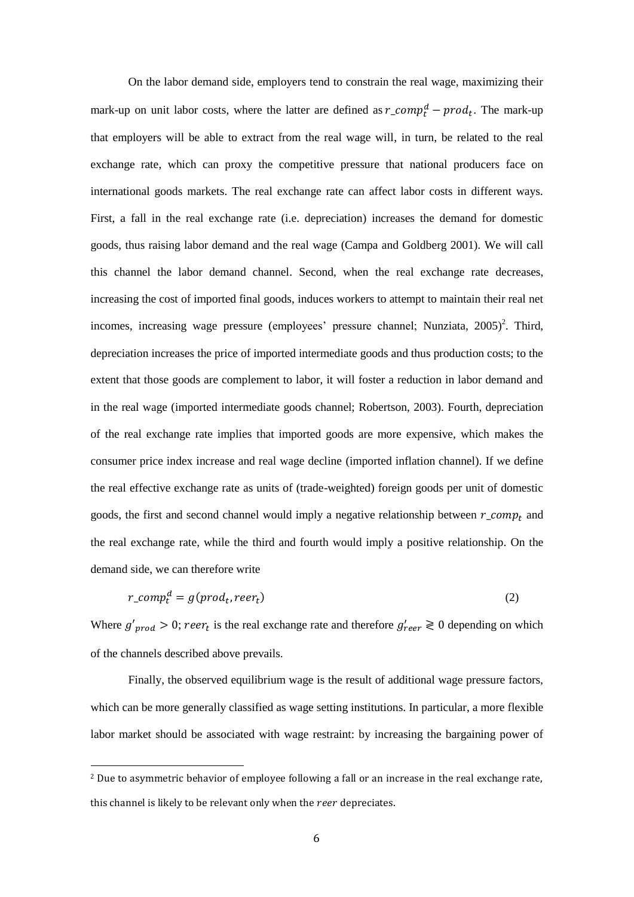On the labor demand side, employers tend to constrain the real wage, maximizing their mark-up on unit labor costs, where the latter are defined as $r\_comp_t^d - prod_t$. The mark-up that employers will be able to extract from the real wage will, in turn, be related to the real exchange rate, which can proxy the competitive pressure that national producers face on international goods markets. The real exchange rate can affect labor costs in different ways. First, a fall in the real exchange rate (i.e. depreciation) increases the demand for domestic goods, thus raising labor demand and the real wage (Campa and Goldberg 2001). We will call this channel the labor demand channel. Second, when the real exchange rate decreases, increasing the cost of imported final goods, induces workers to attempt to maintain their real net incomes, increasing wage pressure (employees' pressure channel; Nunziata, 2005)[2]. Third, depreciation increases the price of imported intermediate goods and thus production costs; to the extent that those goods are complement to labor, it will foster a reduction in labor demand and in the real wage (imported intermediate goods channel; Robertson, 2003). Fourth, depreciation of the real exchange rate implies that imported goods are more expensive, which makes the consumer price index increase and real wage decline (imported inflation channel). If we define the real effective exchange rate as units of (trade-weighted) foreign goods per unit of domestic goods, the first and second channel would imply a negative relationship between $r\_comp_t$ and the real exchange rate, while the third and fourth would imply a positive relationship. On the demand side, we can therefore write

$$r\_comp_t^d = g(prod_t, reer_t) \tag{2}$$

Where $g'_{prod} > 0$; $reer_t$ is the real exchange rate and therefore $g'_{reer} \gtrless 0$ depending on which of the channels described above prevails.

Finally, the observed equilibrium wage is the result of additional wage pressure factors, which can be more generally classified as wage setting institutions. In particular, a more flexible labor market should be associated with wage restraint: by increasing the bargaining power of

[2] Due to asymmetric behavior of employee following a fall or an increase in the real exchange rate, this channel is likely to be relevant only when the $reer$ depreciates.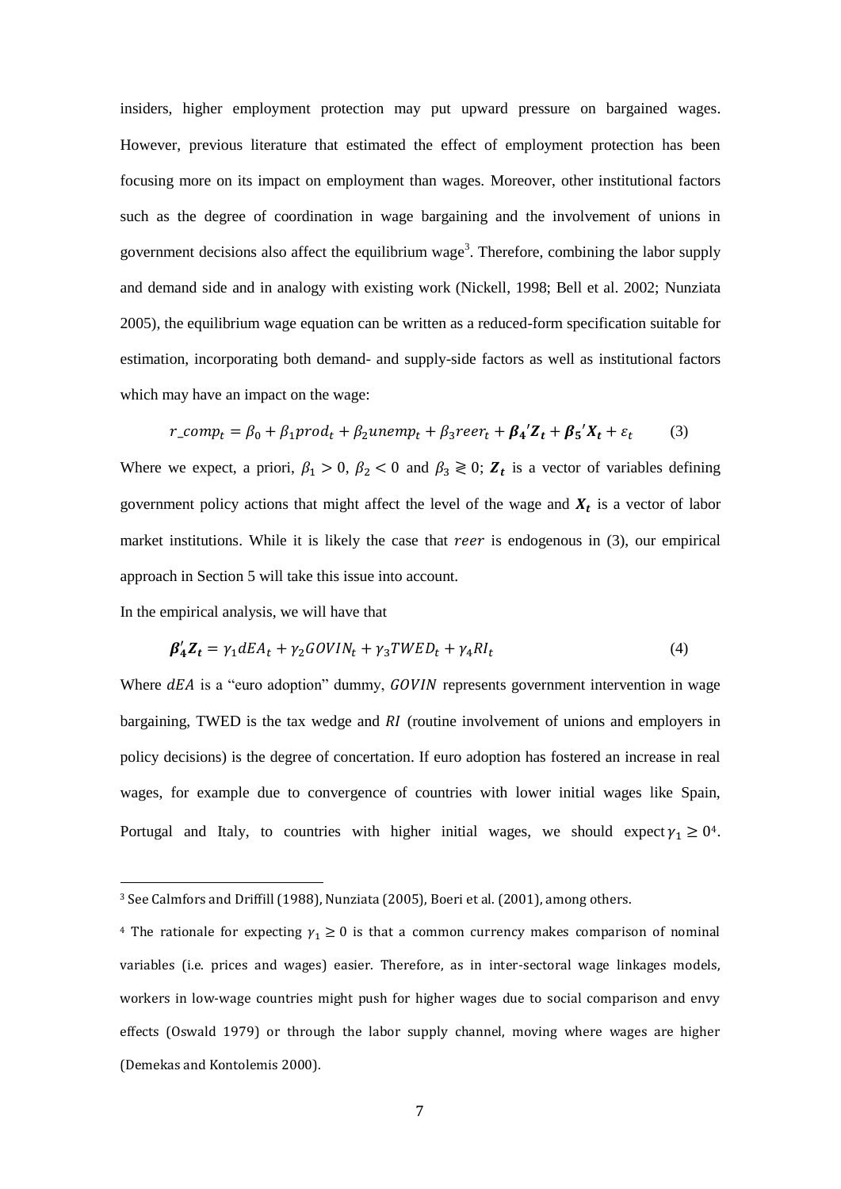insiders, higher employment protection may put upward pressure on bargained wages. However, previous literature that estimated the effect of employment protection has been focusing more on its impact on employment than wages. Moreover, other institutional factors such as the degree of coordination in wage bargaining and the involvement of unions in government decisions also affect the equilibrium wage[3]. Therefore, combining the labor supply and demand side and in analogy with existing work (Nickell, 1998; Bell et al. 2002; Nunziata 2005), the equilibrium wage equation can be written as a reduced-form specification suitable for estimation, incorporating both demand- and supply-side factors as well as institutional factors which may have an impact on the wage:

$$r\_comp_t = \beta_0 + \beta_1 prod_t + \beta_2 unemp_t + \beta_3 reer_t + \boldsymbol{\beta_4}'\boldsymbol{Z_t} + \boldsymbol{\beta_5}'\boldsymbol{X_t} + \varepsilon_t \qquad (3)$$

Where we expect, a priori, $\beta_1 > 0$, $\beta_2 < 0$ and $\beta_3 \gtrless 0$; $\boldsymbol{Z_t}$ is a vector of variables defining government policy actions that might affect the level of the wage and $\boldsymbol{X_t}$ is a vector of labor market institutions. While it is likely the case that $reer$ is endogenous in (3), our empirical approach in Section 5 will take this issue into account.

In the empirical analysis, we will have that

$$\boldsymbol{\beta}_4'\boldsymbol{Z_t} = \gamma_1 dEA_t + \gamma_2 GOVIN_t + \gamma_3 TWED_t + \gamma_4 RI_t \qquad (4)$$

Where $dEA$ is a "euro adoption" dummy, $GOVIN$ represents government intervention in wage bargaining, TWED is the tax wedge and $RI$ (routine involvement of unions and employers in policy decisions) is the degree of concertation. If euro adoption has fostered an increase in real wages, for example due to convergence of countries with lower initial wages like Spain, Portugal and Italy, to countries with higher initial wages, we should expect $\gamma_1 \geq 0$[4].

---

[3] See Calmfors and Driffill (1988), Nunziata (2005), Boeri et al. (2001), among others.

[4] The rationale for expecting $\gamma_1 \geq 0$ is that a common currency makes comparison of nominal variables (i.e. prices and wages) easier. Therefore, as in inter-sectoral wage linkages models, workers in low-wage countries might push for higher wages due to social comparison and envy effects (Oswald 1979) or through the labor supply channel, moving where wages are higher (Demekas and Kontolemis 2000).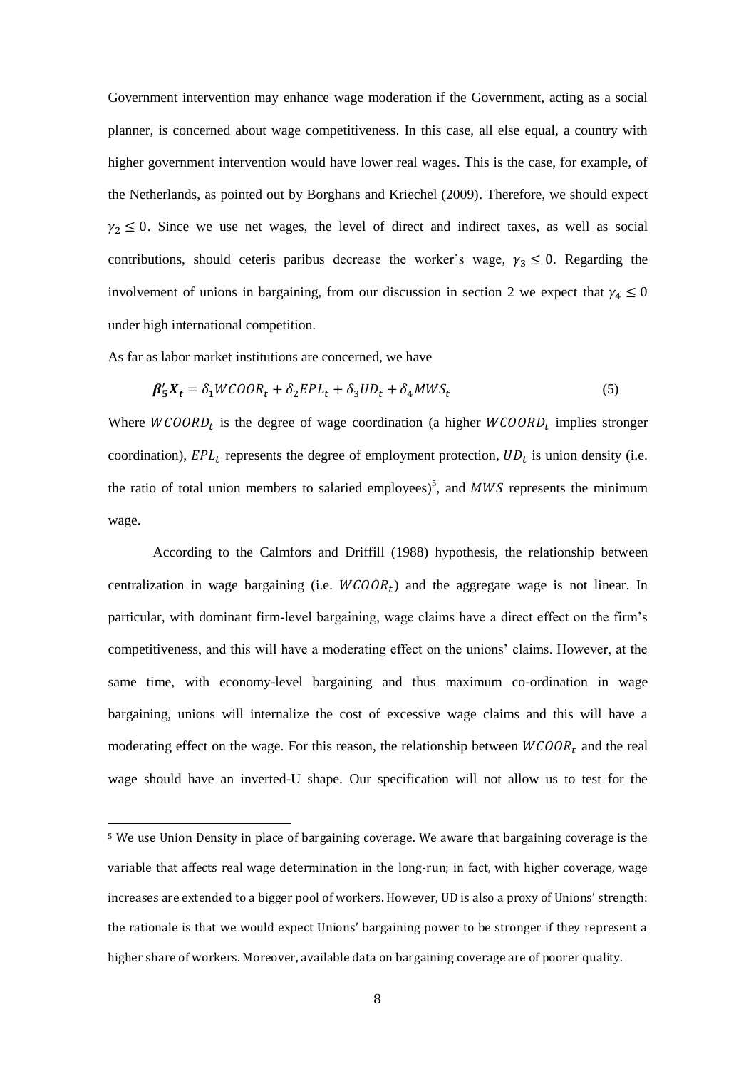Government intervention may enhance wage moderation if the Government, acting as a social planner, is concerned about wage competitiveness. In this case, all else equal, a country with higher government intervention would have lower real wages. This is the case, for example, of the Netherlands, as pointed out by Borghans and Kriechel (2009). Therefore, we should expect $\gamma_2 \leq 0$. Since we use net wages, the level of direct and indirect taxes, as well as social contributions, should ceteris paribus decrease the worker's wage, $\gamma_3 \leq 0$. Regarding the involvement of unions in bargaining, from our discussion in section 2 we expect that $\gamma_4 \leq 0$ under high international competition.

As far as labor market institutions are concerned, we have

$$\boldsymbol{\beta}_5' \boldsymbol{X}_t = \delta_1 WCOOR_t + \delta_2 EPL_t + \delta_3 UD_t + \delta_4 MWS_t \tag{5}$$

Where $WCOORD_t$ is the degree of wage coordination (a higher $WCOORD_t$ implies stronger coordination), $EPL_t$ represents the degree of employment protection, $UD_t$ is union density (i.e. the ratio of total union members to salaried employees)[5], and $MWS$ represents the minimum wage.

According to the Calmfors and Driffill (1988) hypothesis, the relationship between centralization in wage bargaining (i.e. $WCOOR_t$) and the aggregate wage is not linear. In particular, with dominant firm-level bargaining, wage claims have a direct effect on the firm's competitiveness, and this will have a moderating effect on the unions' claims. However, at the same time, with economy-level bargaining and thus maximum co-ordination in wage bargaining, unions will internalize the cost of excessive wage claims and this will have a moderating effect on the wage. For this reason, the relationship between $WCOOR_t$ and the real wage should have an inverted-U shape. Our specification will not allow us to test for the

[5] We use Union Density in place of bargaining coverage. We aware that bargaining coverage is the variable that affects real wage determination in the long-run; in fact, with higher coverage, wage increases are extended to a bigger pool of workers. However, UD is also a proxy of Unions' strength: the rationale is that we would expect Unions' bargaining power to be stronger if they represent a higher share of workers. Moreover, available data on bargaining coverage are of poorer quality.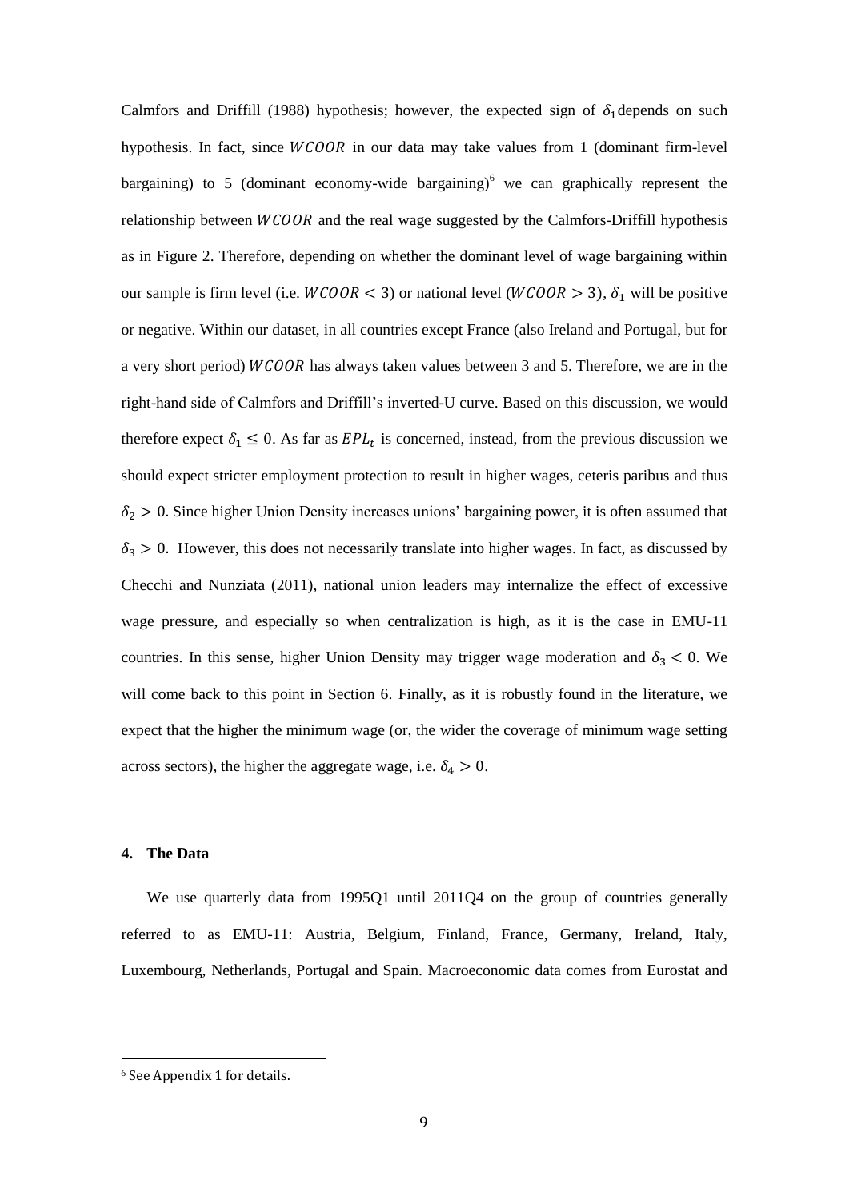Calmfors and Driffill (1988) hypothesis; however, the expected sign of $\delta_1$ depends on such hypothesis. In fact, since $WCOOR$ in our data may take values from 1 (dominant firm-level bargaining) to 5 (dominant economy-wide bargaining)[6] we can graphically represent the relationship between $WCOOR$ and the real wage suggested by the Calmfors-Driffill hypothesis as in Figure 2. Therefore, depending on whether the dominant level of wage bargaining within our sample is firm level (i.e. $WCOOR < 3$) or national level ($WCOOR > 3$), $\delta_1$ will be positive or negative. Within our dataset, in all countries except France (also Ireland and Portugal, but for a very short period) $WCOOR$ has always taken values between 3 and 5. Therefore, we are in the right-hand side of Calmfors and Driffill's inverted-U curve. Based on this discussion, we would therefore expect $\delta_1 \leq 0$. As far as $EPL_t$ is concerned, instead, from the previous discussion we should expect stricter employment protection to result in higher wages, ceteris paribus and thus $\delta_2 > 0$. Since higher Union Density increases unions' bargaining power, it is often assumed that $\delta_3 > 0$. However, this does not necessarily translate into higher wages. In fact, as discussed by Checchi and Nunziata (2011), national union leaders may internalize the effect of excessive wage pressure, and especially so when centralization is high, as it is the case in EMU-11 countries. In this sense, higher Union Density may trigger wage moderation and $\delta_3 < 0$. We will come back to this point in Section 6. Finally, as it is robustly found in the literature, we expect that the higher the minimum wage (or, the wider the coverage of minimum wage setting across sectors), the higher the aggregate wage, i.e. $\delta_4 > 0$.

## 4. The Data

We use quarterly data from 1995Q1 until 2011Q4 on the group of countries generally referred to as EMU-11: Austria, Belgium, Finland, France, Germany, Ireland, Italy, Luxembourg, Netherlands, Portugal and Spain. Macroeconomic data comes from Eurostat and

[6] See Appendix 1 for details.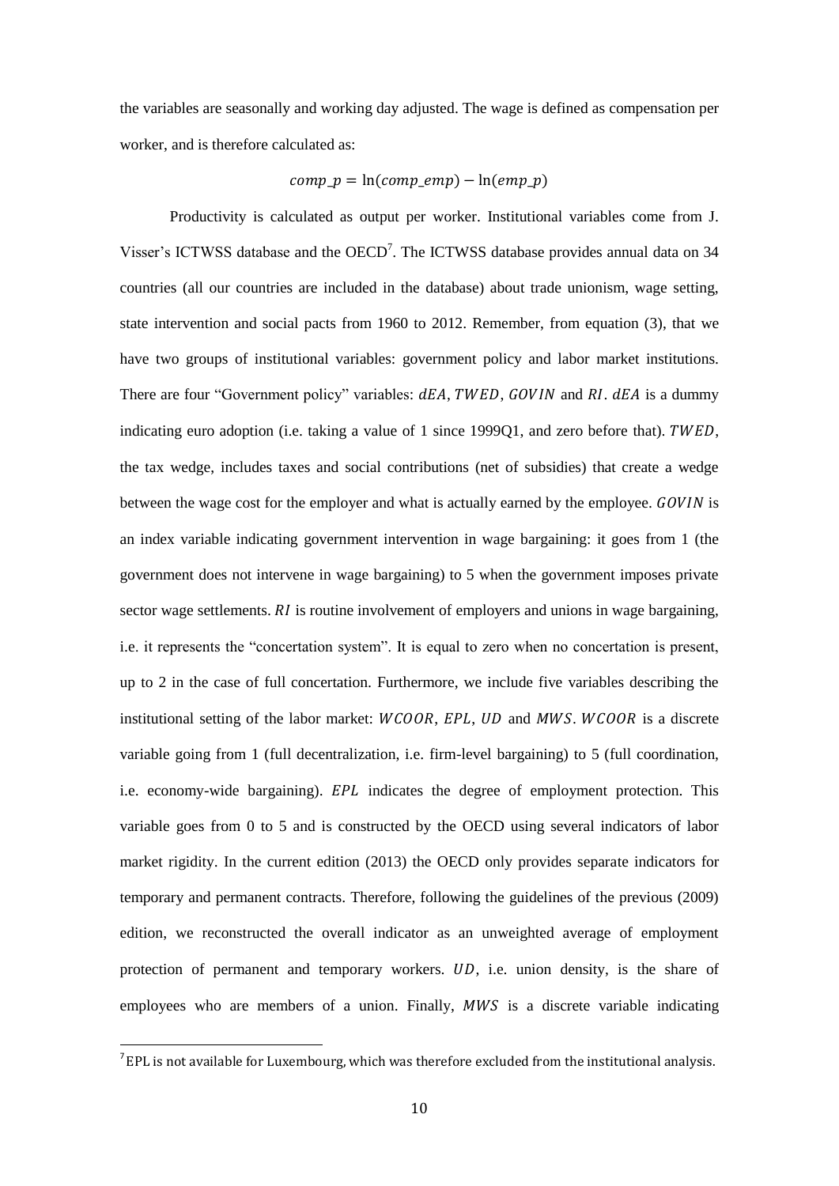the variables are seasonally and working day adjusted. The wage is defined as compensation per worker, and is therefore calculated as:

$$comp\_p = \ln(comp\_emp) - \ln(emp\_p)$$

Productivity is calculated as output per worker. Institutional variables come from J. Visser's ICTWSS database and the OECD[7]. The ICTWSS database provides annual data on 34 countries (all our countries are included in the database) about trade unionism, wage setting, state intervention and social pacts from 1960 to 2012. Remember, from equation (3), that we have two groups of institutional variables: government policy and labor market institutions. There are four "Government policy" variables: $dEA$, $TWED$, $GOVIN$ and $RI$. $dEA$ is a dummy indicating euro adoption (i.e. taking a value of 1 since 1999Q1, and zero before that). $TWED$, the tax wedge, includes taxes and social contributions (net of subsidies) that create a wedge between the wage cost for the employer and what is actually earned by the employee. $GOVIN$ is an index variable indicating government intervention in wage bargaining: it goes from 1 (the government does not intervene in wage bargaining) to 5 when the government imposes private sector wage settlements. $RI$ is routine involvement of employers and unions in wage bargaining, i.e. it represents the "concertation system". It is equal to zero when no concertation is present, up to 2 in the case of full concertation. Furthermore, we include five variables describing the institutional setting of the labor market: $WCOOR$, $EPL$, $UD$ and $MWS$. $WCOOR$ is a discrete variable going from 1 (full decentralization, i.e. firm-level bargaining) to 5 (full coordination, i.e. economy-wide bargaining). $EPL$ indicates the degree of employment protection. This variable goes from 0 to 5 and is constructed by the OECD using several indicators of labor market rigidity. In the current edition (2013) the OECD only provides separate indicators for temporary and permanent contracts. Therefore, following the guidelines of the previous (2009) edition, we reconstructed the overall indicator as an unweighted average of employment protection of permanent and temporary workers. $UD$, i.e. union density, is the share of employees who are members of a union. Finally, $MWS$ is a discrete variable indicating

[7] EPL is not available for Luxembourg, which was therefore excluded from the institutional analysis.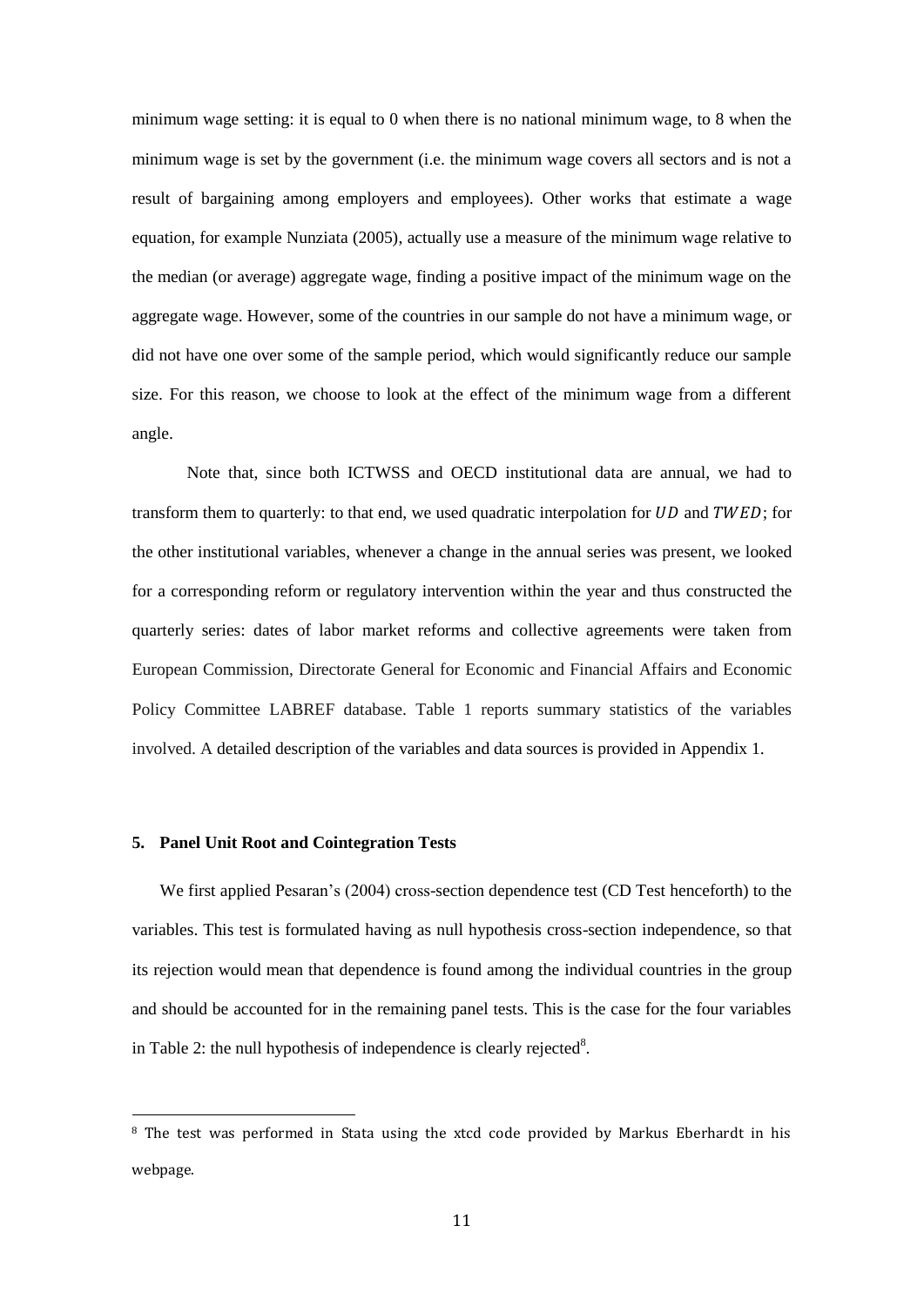minimum wage setting: it is equal to 0 when there is no national minimum wage, to 8 when the minimum wage is set by the government (i.e. the minimum wage covers all sectors and is not a result of bargaining among employers and employees). Other works that estimate a wage equation, for example Nunziata (2005), actually use a measure of the minimum wage relative to the median (or average) aggregate wage, finding a positive impact of the minimum wage on the aggregate wage. However, some of the countries in our sample do not have a minimum wage, or did not have one over some of the sample period, which would significantly reduce our sample size. For this reason, we choose to look at the effect of the minimum wage from a different angle.

Note that, since both ICTWSS and OECD institutional data are annual, we had to transform them to quarterly: to that end, we used quadratic interpolation for $UD$ and $TWED$; for the other institutional variables, whenever a change in the annual series was present, we looked for a corresponding reform or regulatory intervention within the year and thus constructed the quarterly series: dates of labor market reforms and collective agreements were taken from European Commission, Directorate General for Economic and Financial Affairs and Economic Policy Committee LABREF database. Table 1 reports summary statistics of the variables involved. A detailed description of the variables and data sources is provided in Appendix 1.

## 5. Panel Unit Root and Cointegration Tests

We first applied Pesaran's (2004) cross-section dependence test (CD Test henceforth) to the variables. This test is formulated having as null hypothesis cross-section independence, so that its rejection would mean that dependence is found among the individual countries in the group and should be accounted for in the remaining panel tests. This is the case for the four variables in Table 2: the null hypothesis of independence is clearly rejected[8].

---

[8] The test was performed in Stata using the xtcd code provided by Markus Eberhardt in his webpage.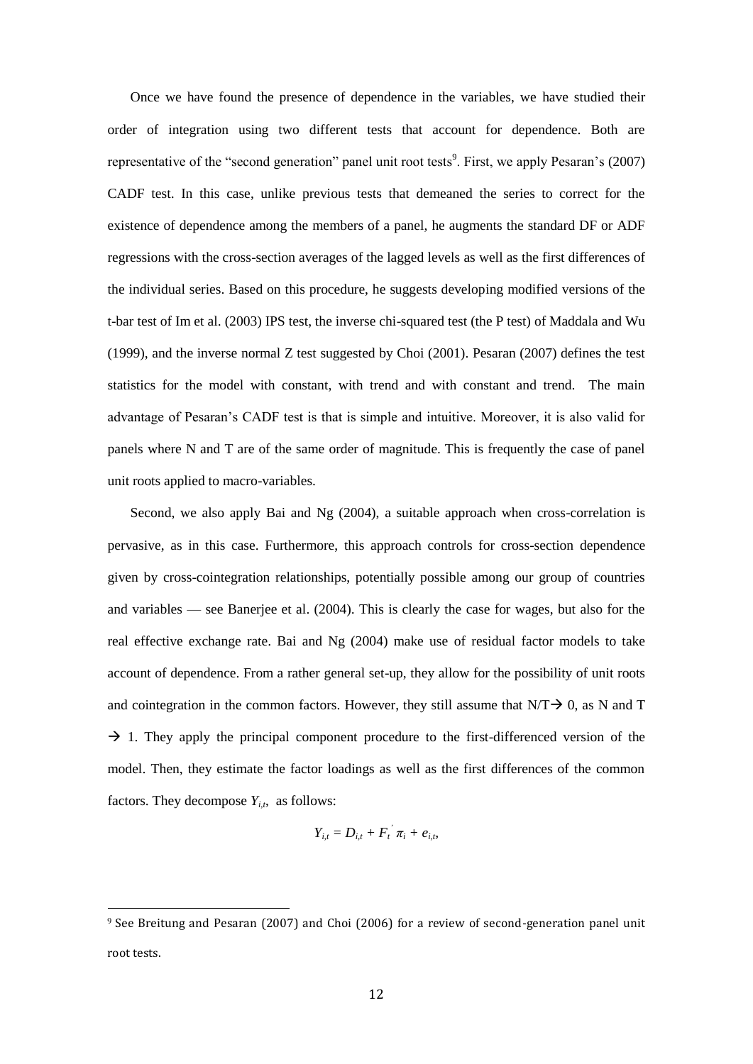Once we have found the presence of dependence in the variables, we have studied their order of integration using two different tests that account for dependence. Both are representative of the "second generation" panel unit root tests[9]. First, we apply Pesaran's (2007) CADF test. In this case, unlike previous tests that demeaned the series to correct for the existence of dependence among the members of a panel, he augments the standard DF or ADF regressions with the cross-section averages of the lagged levels as well as the first differences of the individual series. Based on this procedure, he suggests developing modified versions of the t-bar test of Im et al. (2003) IPS test, the inverse chi-squared test (the P test) of Maddala and Wu (1999), and the inverse normal Z test suggested by Choi (2001). Pesaran (2007) defines the test statistics for the model with constant, with trend and with constant and trend. The main advantage of Pesaran's CADF test is that simple and intuitive. Moreover, it is also valid for panels where N and T are of the same order of magnitude. This is frequently the case of panel unit roots applied to macro-variables.

Second, we also apply Bai and Ng (2004), a suitable approach when cross-correlation is pervasive, as in this case. Furthermore, this approach controls for cross-section dependence given by cross-cointegration relationships, potentially possible among our group of countries and variables — see Banerjee et al. (2004). This is clearly the case for wages, but also for the real effective exchange rate. Bai and Ng (2004) make use of residual factor models to take account of dependence. From a rather general set-up, they allow for the possibility of unit roots and cointegration in the common factors. However, they still assume that $N/T \rightarrow 0$, as N and T $\rightarrow 1$. They apply the principal component procedure to the first-differenced version of the model. Then, they estimate the factor loadings as well as the first differences of the common factors. They decompose $Y_{i,t}$, as follows:

$$Y_{i,t} = D_{i,t} + F_t^{'} \pi_i + e_{i,t},$$

[9] See Breitung and Pesaran (2007) and Choi (2006) for a review of second-generation panel unit root tests.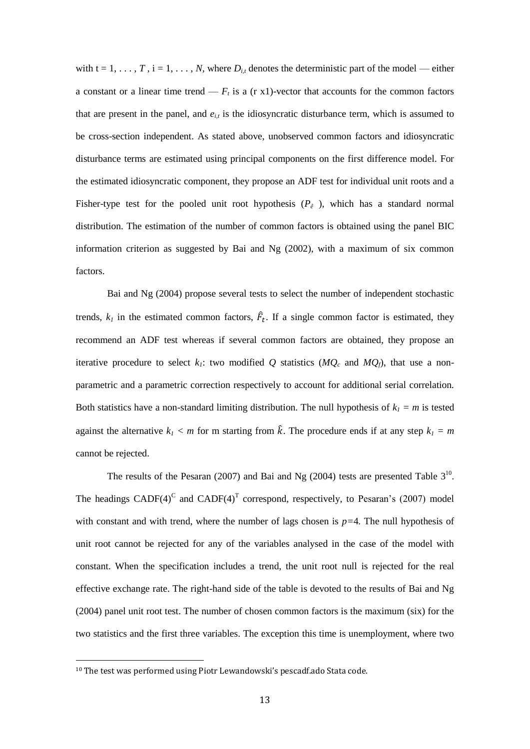with $t = 1, \ldots, T$, $i = 1, \ldots, N$, where $D_{i,t}$ denotes the deterministic part of the model — either a constant or a linear time trend — $F_t$ is a (r x1)-vector that accounts for the common factors that are present in the panel, and $e_{i,t}$ is the idiosyncratic disturbance term, which is assumed to be cross-section independent. As stated above, unobserved common factors and idiosyncratic disturbance terms are estimated using principal components on the first difference model. For the estimated idiosyncratic component, they propose an ADF test for individual unit roots and a Fisher-type test for the pooled unit root hypothesis ($P_{\hat{e}}$ ), which has a standard normal distribution. The estimation of the number of common factors is obtained using the panel BIC information criterion as suggested by Bai and Ng (2002), with a maximum of six common factors.

Bai and Ng (2004) propose several tests to select the number of independent stochastic trends, $k_1$ in the estimated common factors, $\hat{F}_t$. If a single common factor is estimated, they recommend an ADF test whereas if several common factors are obtained, they propose an iterative procedure to select $k_1$: two modified $Q$ statistics ($MQ_c$ and $MQ_f$), that use a non-parametric and a parametric correction respectively to account for additional serial correlation. Both statistics have a non-standard limiting distribution. The null hypothesis of $k_1 = m$ is tested against the alternative $k_1 < m$ for m starting from $\hat{k}$. The procedure ends if at any step $k_1 = m$ cannot be rejected.

The results of the Pesaran (2007) and Bai and Ng (2004) tests are presented Table 3[10]. The headings $\text{CADF}(4)^{C}$ and $\text{CADF}(4)^{T}$ correspond, respectively, to Pesaran's (2007) model with constant and with trend, where the number of lags chosen is $p=4$. The null hypothesis of unit root cannot be rejected for any of the variables analysed in the case of the model with constant. When the specification includes a trend, the unit root null is rejected for the real effective exchange rate. The right-hand side of the table is devoted to the results of Bai and Ng (2004) panel unit root test. The number of chosen common factors is the maximum (six) for the two statistics and the first three variables. The exception this time is unemployment, where two

[10] The test was performed using Piotr Lewandowski's pescadf.ado Stata code.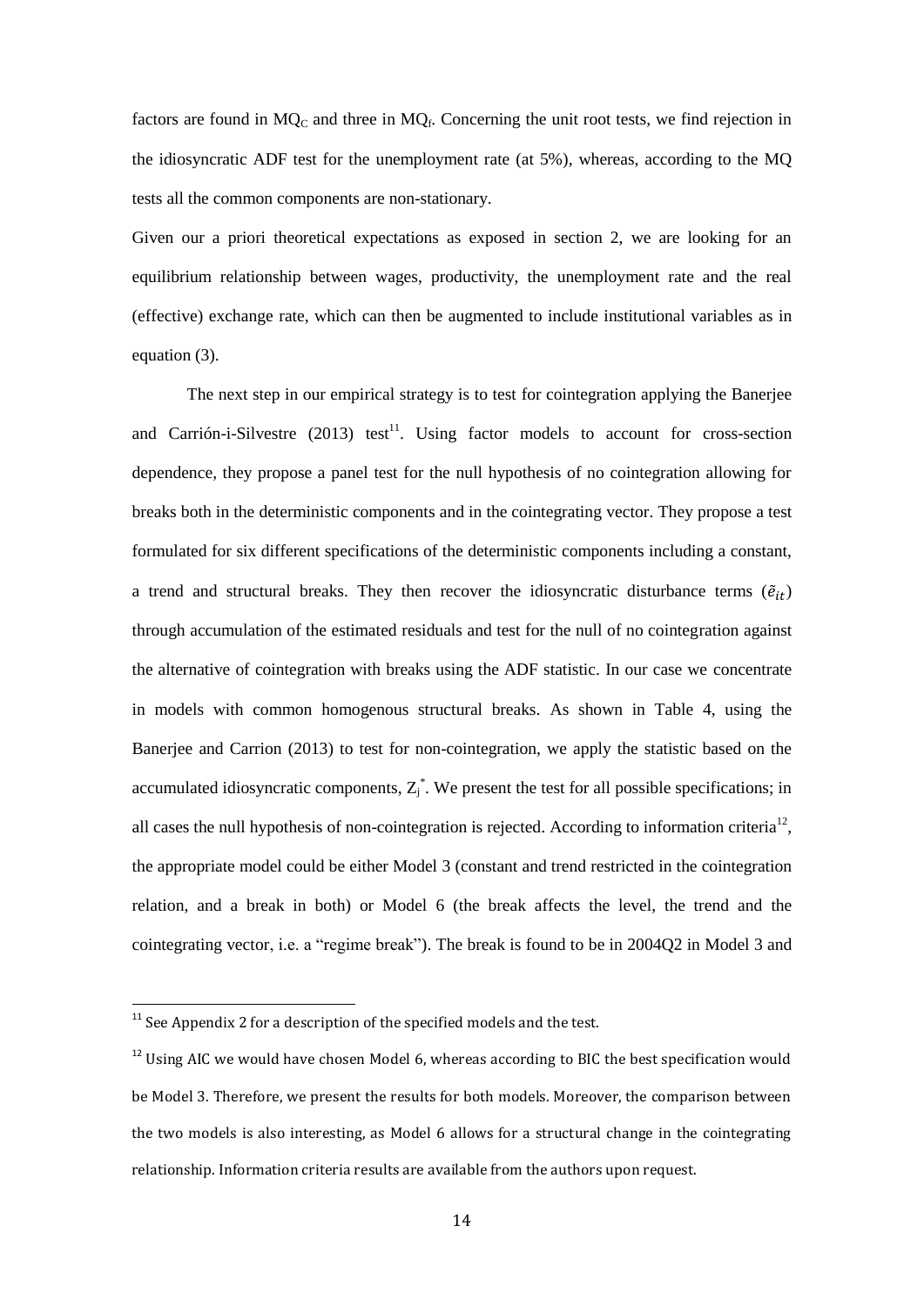factors are found in $MQ_C$ and three in $MQ_f$. Concerning the unit root tests, we find rejection in the idiosyncratic ADF test for the unemployment rate (at 5%), whereas, according to the MQ tests all the common components are non-stationary.

Given our a priori theoretical expectations as exposed in section 2, we are looking for an equilibrium relationship between wages, productivity, the unemployment rate and the real (effective) exchange rate, which can then be augmented to include institutional variables as in equation (3).

The next step in our empirical strategy is to test for cointegration applying the Banerjee and Carrión-i-Silvestre (2013) test[11]. Using factor models to account for cross-section dependence, they propose a panel test for the null hypothesis of no cointegration allowing for breaks both in the deterministic components and in the cointegrating vector. They propose a test formulated for six different specifications of the deterministic components including a constant, a trend and structural breaks. They then recover the idiosyncratic disturbance terms ($\tilde{e}_{it}$) through accumulation of the estimated residuals and test for the null of no cointegration against the alternative of cointegration with breaks using the ADF statistic. In our case we concentrate in models with common homogenous structural breaks. As shown in Table 4, using the Banerjee and Carrion (2013) to test for non-cointegration, we apply the statistic based on the accumulated idiosyncratic components, $Z_j^*$. We present the test for all possible specifications; in all cases the null hypothesis of non-cointegration is rejected. According to information criteria[12], the appropriate model could be either Model 3 (constant and trend restricted in the cointegration relation, and a break in both) or Model 6 (the break affects the level, the trend and the cointegrating vector, i.e. a "regime break"). The break is found to be in 2004Q2 in Model 3 and

[11] See Appendix 2 for a description of the specified models and the test.

[12] Using AIC we would have chosen Model 6, whereas according to BIC the best specification would be Model 3. Therefore, we present the results for both models. Moreover, the comparison between the two models is also interesting, as Model 6 allows for a structural change in the cointegrating relationship. Information criteria results are available from the authors upon request.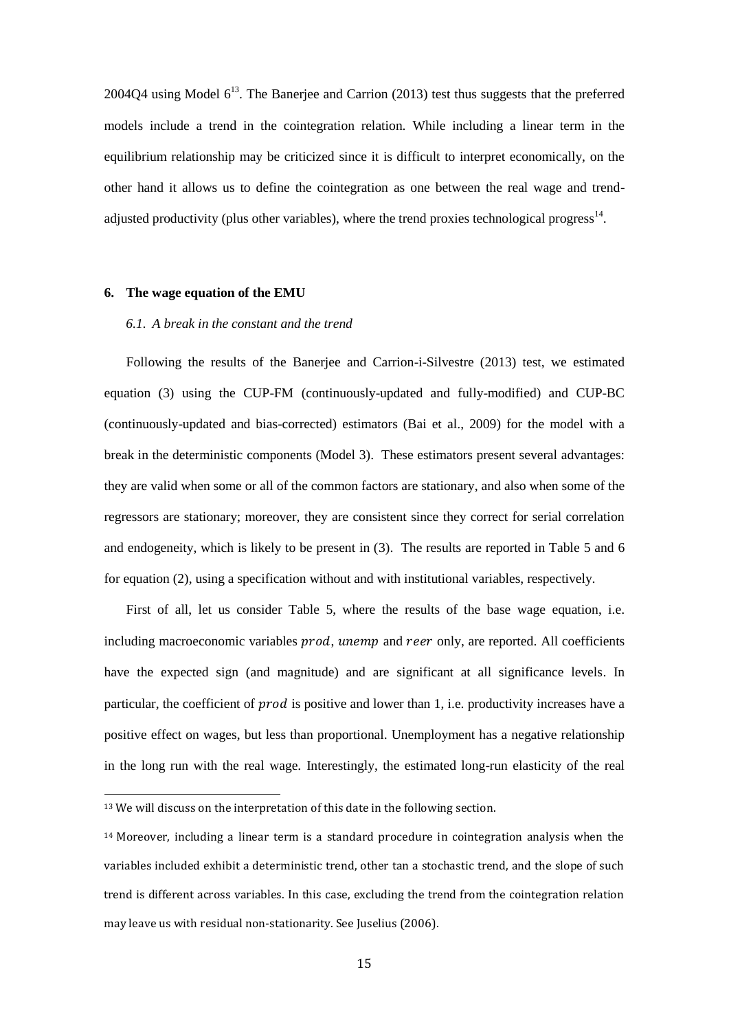2004Q4 using Model 6[13]. The Banerjee and Carrion (2013) test thus suggests that the preferred models include a trend in the cointegration relation. While including a linear term in the equilibrium relationship may be criticized since it is difficult to interpret economically, on the other hand it allows us to define the cointegration as one between the real wage and trend-adjusted productivity (plus other variables), where the trend proxies technological progress[14].

## 6. The wage equation of the EMU

### *6.1. A break in the constant and the trend*

Following the results of the Banerjee and Carrion-i-Silvestre (2013) test, we estimated equation (3) using the CUP-FM (continuously-updated and fully-modified) and CUP-BC (continuously-updated and bias-corrected) estimators (Bai et al., 2009) for the model with a break in the deterministic components (Model 3). These estimators present several advantages: they are valid when some or all of the common factors are stationary, and also when some of the regressors are stationary; moreover, they are consistent since they correct for serial correlation and endogeneity, which is likely to be present in (3). The results are reported in Table 5 and 6 for equation (2), using a specification without and with institutional variables, respectively.

First of all, let us consider Table 5, where the results of the base wage equation, i.e. including macroeconomic variables $prod$, $unemp$ and $reer$ only, are reported. All coefficients have the expected sign (and magnitude) and are significant at all significance levels. In particular, the coefficient of $prod$ is positive and lower than 1, i.e. productivity increases have a positive effect on wages, but less than proportional. Unemployment has a negative relationship in the long run with the real wage. Interestingly, the estimated long-run elasticity of the real

[13] We will discuss on the interpretation of this date in the following section.

[14] Moreover, including a linear term is a standard procedure in cointegration analysis when the variables included exhibit a deterministic trend, other tan a stochastic trend, and the slope of such trend is different across variables. In this case, excluding the trend from the cointegration relation may leave us with residual non-stationarity. See Juselius (2006).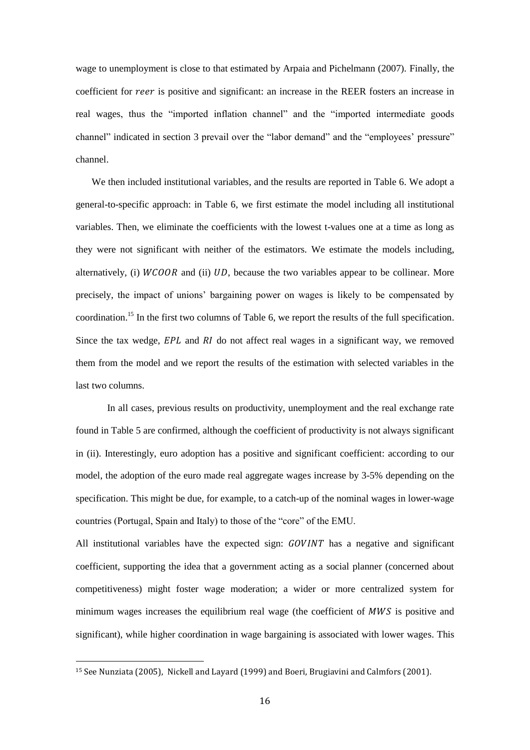wage to unemployment is close to that estimated by Arpaia and Pichelmann (2007). Finally, the coefficient for $reer$ is positive and significant: an increase in the REER fosters an increase in real wages, thus the "imported inflation channel" and the "imported intermediate goods channel" indicated in section 3 prevail over the "labor demand" and the "employees' pressure" channel.

We then included institutional variables, and the results are reported in Table 6. We adopt a general-to-specific approach: in Table 6, we first estimate the model including all institutional variables. Then, we eliminate the coefficients with the lowest t-values one at a time as long as they were not significant with neither of the estimators. We estimate the models including, alternatively, (i) $WCOOR$ and (ii) $UD$, because the two variables appear to be collinear. More precisely, the impact of unions' bargaining power on wages is likely to be compensated by coordination.[15] In the first two columns of Table 6, we report the results of the full specification. Since the tax wedge, $EPL$ and $RI$ do not affect real wages in a significant way, we removed them from the model and we report the results of the estimation with selected variables in the last two columns.

In all cases, previous results on productivity, unemployment and the real exchange rate found in Table 5 are confirmed, although the coefficient of productivity is not always significant in (ii). Interestingly, euro adoption has a positive and significant coefficient: according to our model, the adoption of the euro made real aggregate wages increase by 3-5% depending on the specification. This might be due, for example, to a catch-up of the nominal wages in lower-wage countries (Portugal, Spain and Italy) to those of the "core" of the EMU.

All institutional variables have the expected sign: $GOVINT$ has a negative and significant coefficient, supporting the idea that a government acting as a social planner (concerned about competitiveness) might foster wage moderation; a wider or more centralized system for minimum wages increases the equilibrium real wage (the coefficient of $MWS$ is positive and significant), while higher coordination in wage bargaining is associated with lower wages. This

[15] See Nunziata (2005), Nickell and Layard (1999) and Boeri, Brugiavini and Calmfors (2001).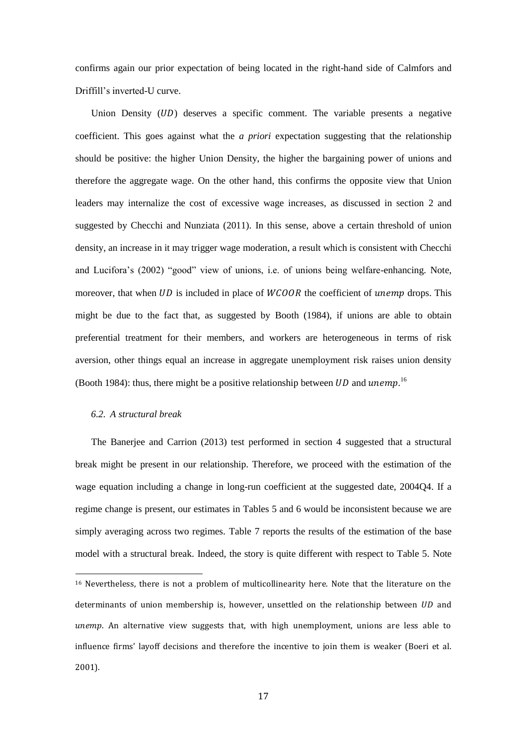confirms again our prior expectation of being located in the right-hand side of Calmfors and Driffill's inverted-U curve.

Union Density ($UD$) deserves a specific comment. The variable presents a negative coefficient. This goes against what the *a priori* expectation suggesting that the relationship should be positive: the higher Union Density, the higher the bargaining power of unions and therefore the aggregate wage. On the other hand, this confirms the opposite view that Union leaders may internalize the cost of excessive wage increases, as discussed in section 2 and suggested by Checchi and Nunziata (2011). In this sense, above a certain threshold of union density, an increase in it may trigger wage moderation, a result which is consistent with Checchi and Lucifora's (2002) "good" view of unions, i.e. of unions being welfare-enhancing. Note, moreover, that when $UD$ is included in place of $WCOOR$ the coefficient of $unemp$ drops. This might be due to the fact that, as suggested by Booth (1984), if unions are able to obtain preferential treatment for their members, and workers are heterogeneous in terms of risk aversion, other things equal an increase in aggregate unemployment risk raises union density (Booth 1984): thus, there might be a positive relationship between $UD$ and $unemp$.[16]

### 6.2. A structural break

The Banerjee and Carrion (2013) test performed in section 4 suggested that a structural break might be present in our relationship. Therefore, we proceed with the estimation of the wage equation including a change in long-run coefficient at the suggested date, 2004Q4. If a regime change is present, our estimates in Tables 5 and 6 would be inconsistent because we are simply averaging across two regimes. Table 7 reports the results of the estimation of the base model with a structural break. Indeed, the story is quite different with respect to Table 5. Note

[16] Nevertheless, there is not a problem of multicollinearity here. Note that the literature on the determinants of union membership is, however, unsettled on the relationship between $UD$ and $unemp$. An alternative view suggests that, with high unemployment, unions are less able to influence firms' layoff decisions and therefore the incentive to join them is weaker (Boeri et al. 2001).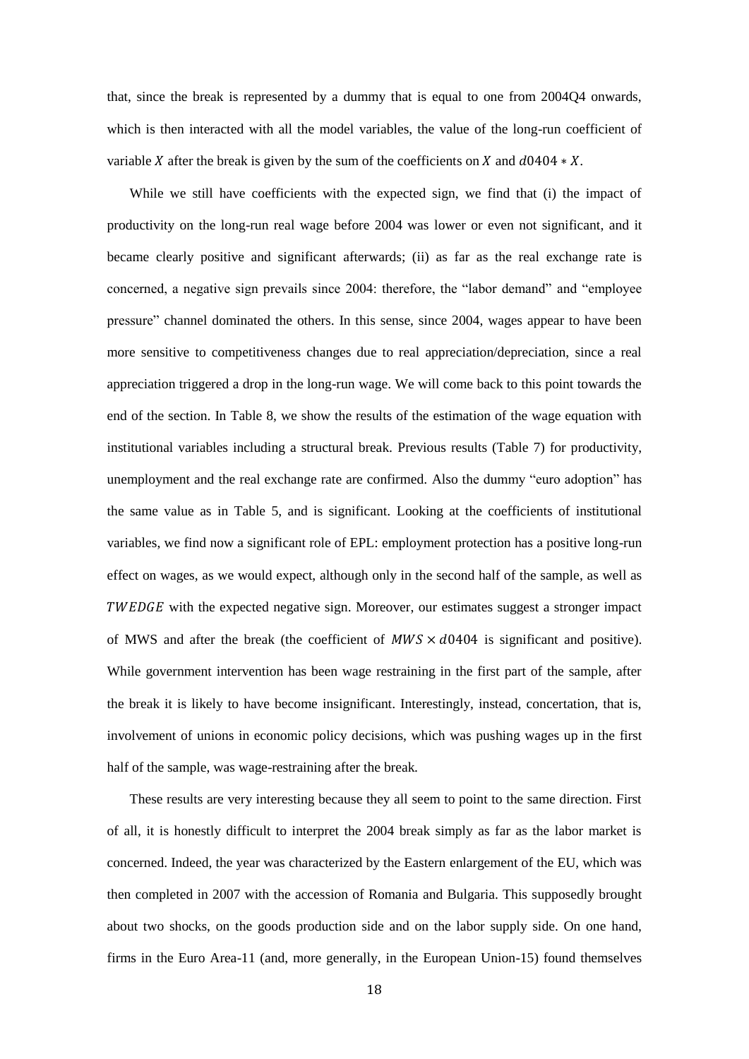that, since the break is represented by a dummy that is equal to one from 2004Q4 onwards, which is then interacted with all the model variables, the value of the long-run coefficient of variable $X$ after the break is given by the sum of the coefficients on $X$ and $d0404 * X$.

While we still have coefficients with the expected sign, we find that (i) the impact of productivity on the long-run real wage before 2004 was lower or even not significant, and it became clearly positive and significant afterwards; (ii) as far as the real exchange rate is concerned, a negative sign prevails since 2004: therefore, the "labor demand" and "employee pressure" channel dominated the others. In this sense, since 2004, wages appear to have been more sensitive to competitiveness changes due to real appreciation/depreciation, since a real appreciation triggered a drop in the long-run wage. We will come back to this point towards the end of the section. In Table 8, we show the results of the estimation of the wage equation with institutional variables including a structural break. Previous results (Table 7) for productivity, unemployment and the real exchange rate are confirmed. Also the dummy "euro adoption" has the same value as in Table 5, and is significant. Looking at the coefficients of institutional variables, we find now a significant role of EPL: employment protection has a positive long-run effect on wages, as we would expect, although only in the second half of the sample, as well as $TWEDGE$ with the expected negative sign. Moreover, our estimates suggest a stronger impact of MWS and after the break (the coefficient of $MWS \times d0404$ is significant and positive). While government intervention has been wage restraining in the first part of the sample, after the break it is likely to have become insignificant. Interestingly, instead, concertation, that is, involvement of unions in economic policy decisions, which was pushing wages up in the first half of the sample, was wage-restraining after the break.

These results are very interesting because they all seem to point to the same direction. First of all, it is honestly difficult to interpret the 2004 break simply as far as the labor market is concerned. Indeed, the year was characterized by the Eastern enlargement of the EU, which was then completed in 2007 with the accession of Romania and Bulgaria. This supposedly brought about two shocks, on the goods production side and on the labor supply side. On one hand, firms in the Euro Area-11 (and, more generally, in the European Union-15) found themselves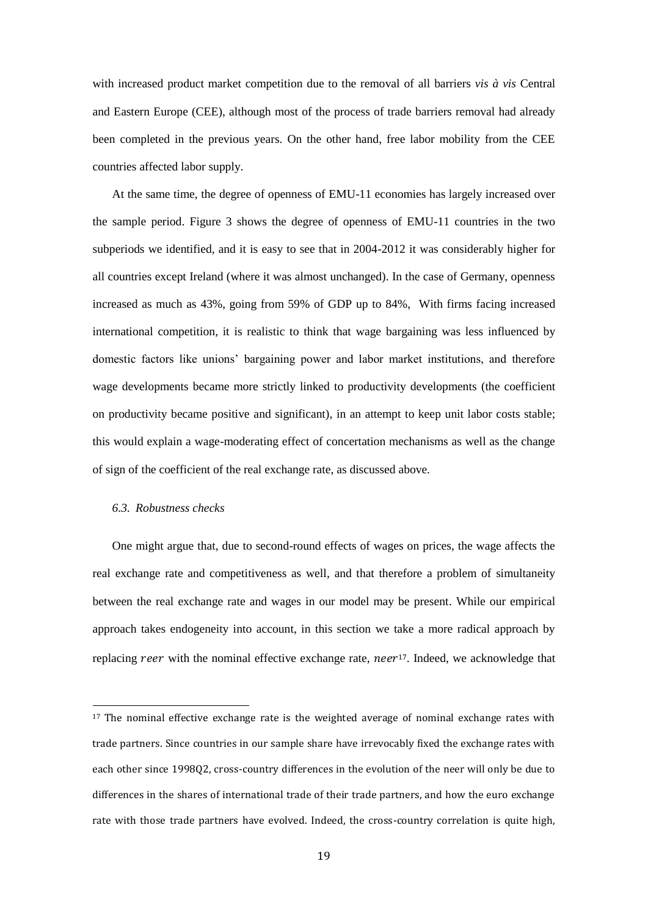with increased product market competition due to the removal of all barriers *vis à vis* Central and Eastern Europe (CEE), although most of the process of trade barriers removal had already been completed in the previous years. On the other hand, free labor mobility from the CEE countries affected labor supply.

At the same time, the degree of openness of EMU-11 economies has largely increased over the sample period. Figure 3 shows the degree of openness of EMU-11 countries in the two subperiods we identified, and it is easy to see that in 2004-2012 it was considerably higher for all countries except Ireland (where it was almost unchanged). In the case of Germany, openness increased as much as 43%, going from 59% of GDP up to 84%, With firms facing increased international competition, it is realistic to think that wage bargaining was less influenced by domestic factors like unions' bargaining power and labor market institutions, and therefore wage developments became more strictly linked to productivity developments (the coefficient on productivity became positive and significant), in an attempt to keep unit labor costs stable; this would explain a wage-moderating effect of concertation mechanisms as well as the change of sign of the coefficient of the real exchange rate, as discussed above.

### *6.3. Robustness checks*

One might argue that, due to second-round effects of wages on prices, the wage affects the real exchange rate and competitiveness as well, and that therefore a problem of simultaneity between the real exchange rate and wages in our model may be present. While our empirical approach takes endogeneity into account, in this section we take a more radical approach by replacing $reer$ with the nominal effective exchange rate, $neer$[17]. Indeed, we acknowledge that

---

[17] The nominal effective exchange rate is the weighted average of nominal exchange rates with trade partners. Since countries in our sample share have irrevocably fixed the exchange rates with each other since 1998Q2, cross-country differences in the evolution of the neer will only be due to differences in the shares of international trade of their trade partners, and how the euro exchange rate with those trade partners have evolved. Indeed, the cross-country correlation is quite high,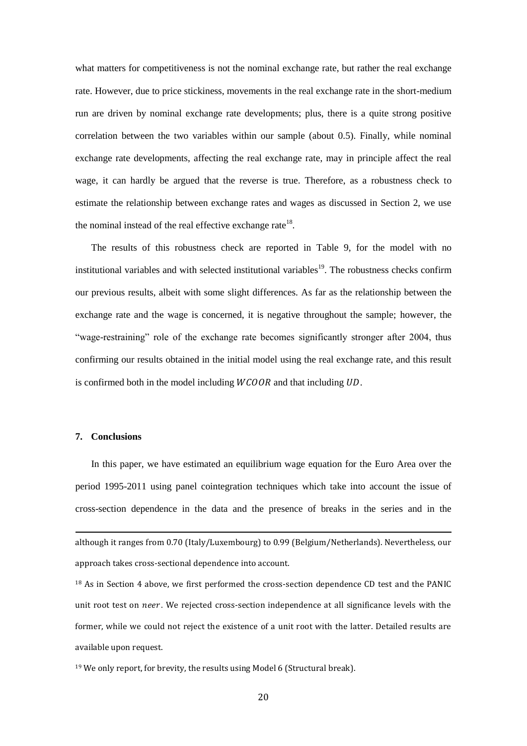what matters for competitiveness is not the nominal exchange rate, but rather the real exchange rate. However, due to price stickiness, movements in the real exchange rate in the short-medium run are driven by nominal exchange rate developments; plus, there is a quite strong positive correlation between the two variables within our sample (about 0.5). Finally, while nominal exchange rate developments, affecting the real exchange rate, may in principle affect the real wage, it can hardly be argued that the reverse is true. Therefore, as a robustness check to estimate the relationship between exchange rates and wages as discussed in Section 2, we use the nominal instead of the real effective exchange rate[18].

The results of this robustness check are reported in Table 9, for the model with no institutional variables and with selected institutional variables[19]. The robustness checks confirm our previous results, albeit with some slight differences. As far as the relationship between the exchange rate and the wage is concerned, it is negative throughout the sample; however, the "wage-restraining" role of the exchange rate becomes significantly stronger after 2004, thus confirming our results obtained in the initial model using the real exchange rate, and this result is confirmed both in the model including $WCOOR$ and that including $UD$.

## 7. Conclusions

In this paper, we have estimated an equilibrium wage equation for the Euro Area over the period 1995-2011 using panel cointegration techniques which take into account the issue of cross-section dependence in the data and the presence of breaks in the series and in the

---

although it ranges from 0.70 (Italy/Luxembourg) to 0.99 (Belgium/Netherlands). Nevertheless, our approach takes cross-sectional dependence into account.

[18] As in Section 4 above, we first performed the cross-section dependence CD test and the PANIC unit root test on $neer$. We rejected cross-section independence at all significance levels with the former, while we could not reject the existence of a unit root with the latter. Detailed results are available upon request.

[19] We only report, for brevity, the results using Model 6 (Structural break).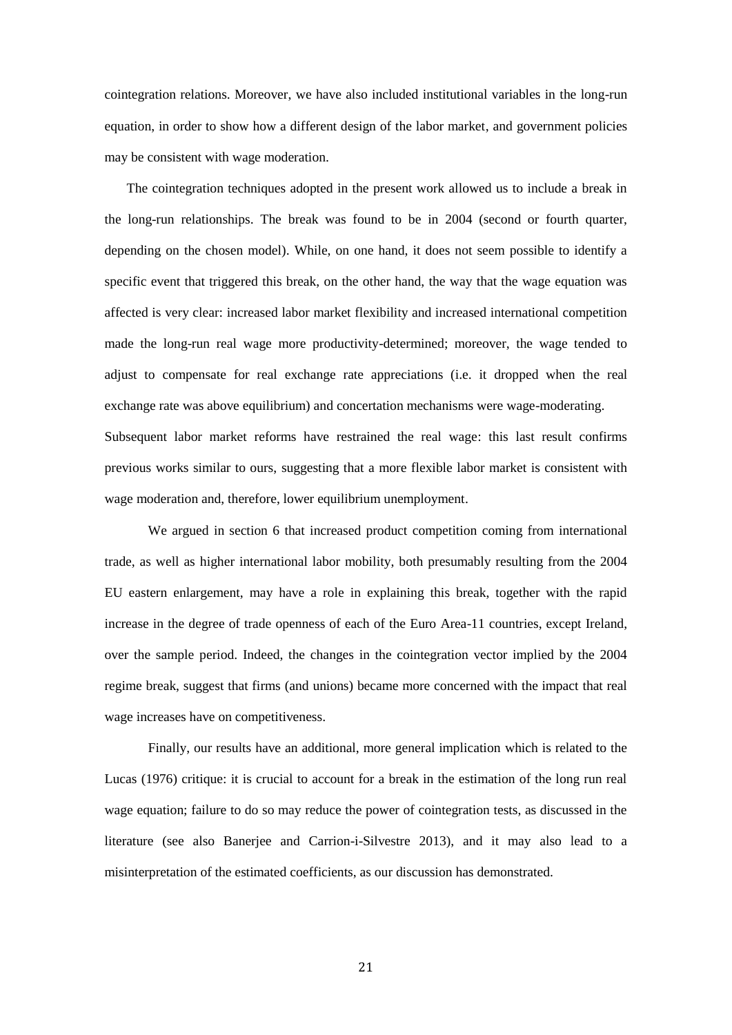cointegration relations. Moreover, we have also included institutional variables in the long-run equation, in order to show how a different design of the labor market, and government policies may be consistent with wage moderation.

The cointegration techniques adopted in the present work allowed us to include a break in the long-run relationships. The break was found to be in 2004 (second or fourth quarter, depending on the chosen model). While, on one hand, it does not seem possible to identify a specific event that triggered this break, on the other hand, the way that the wage equation was affected is very clear: increased labor market flexibility and increased international competition made the long-run real wage more productivity-determined; moreover, the wage tended to adjust to compensate for real exchange rate appreciations (i.e. it dropped when the real exchange rate was above equilibrium) and concertation mechanisms were wage-moderating. Subsequent labor market reforms have restrained the real wage: this last result confirms previous works similar to ours, suggesting that a more flexible labor market is consistent with wage moderation and, therefore, lower equilibrium unemployment.

We argued in section 6 that increased product competition coming from international trade, as well as higher international labor mobility, both presumably resulting from the 2004 EU eastern enlargement, may have a role in explaining this break, together with the rapid increase in the degree of trade openness of each of the Euro Area-11 countries, except Ireland, over the sample period. Indeed, the changes in the cointegration vector implied by the 2004 regime break, suggest that firms (and unions) became more concerned with the impact that real wage increases have on competitiveness.

Finally, our results have an additional, more general implication which is related to the Lucas (1976) critique: it is crucial to account for a break in the estimation of the long run real wage equation; failure to do so may reduce the power of cointegration tests, as discussed in the literature (see also Banerjee and Carrion-i-Silvestre 2013), and it may also lead to a misinterpretation of the estimated coefficients, as our discussion has demonstrated.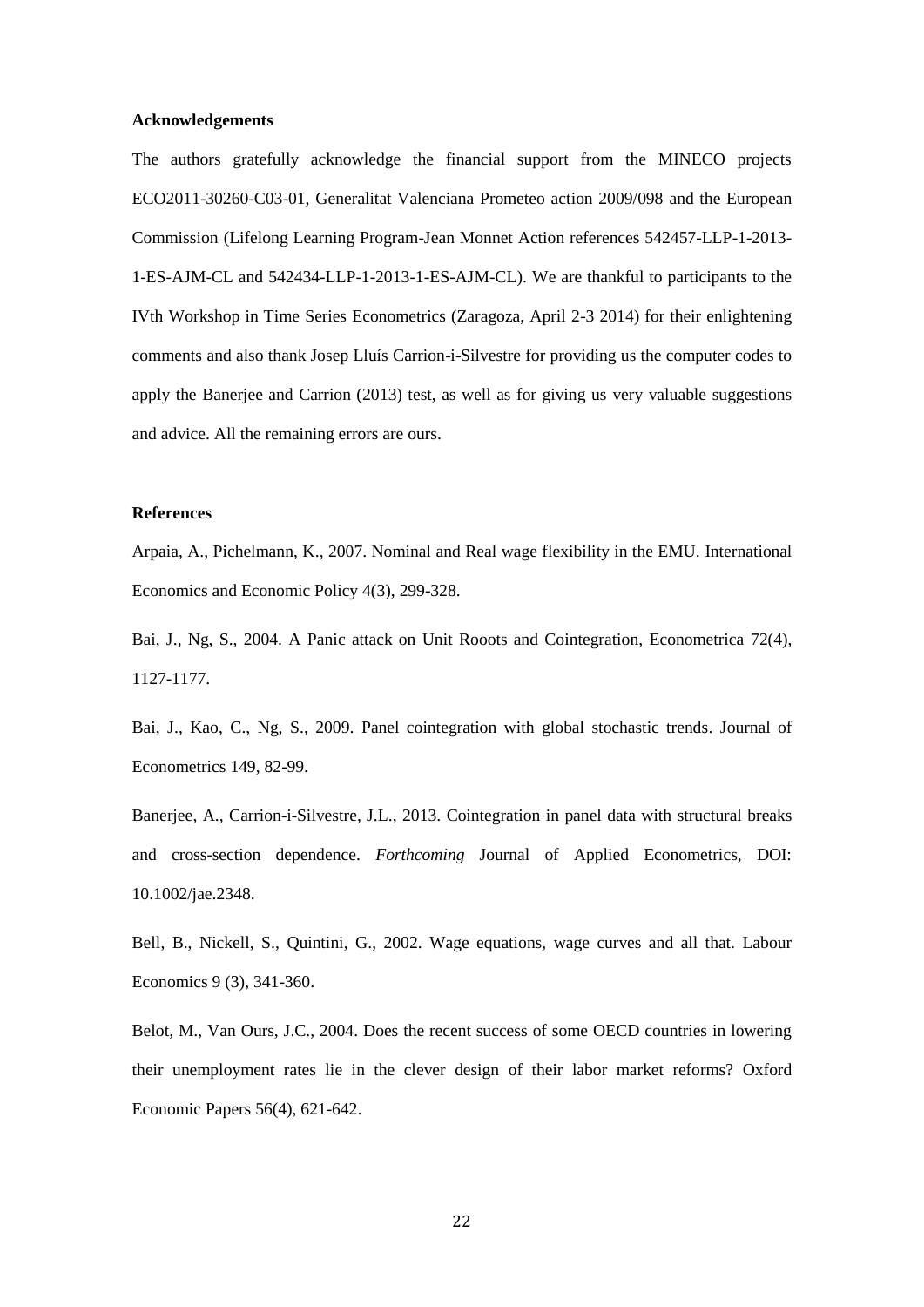**Acknowledgements**

The authors gratefully acknowledge the financial support from the MINECO projects ECO2011-30260-C03-01, Generalitat Valenciana Prometeo action 2009/098 and the European Commission (Lifelong Learning Program-Jean Monnet Action references 542457-LLP-1-2013-1-ES-AJM-CL and 542434-LLP-1-2013-1-ES-AJM-CL). We are thankful to participants to the IVth Workshop in Time Series Econometrics (Zaragoza, April 2-3 2014) for their enlightening comments and also thank Josep Lluís Carrion-i-Silvestre for providing us the computer codes to apply the Banerjee and Carrion (2013) test, as well as for giving us very valuable suggestions and advice. All the remaining errors are ours.

**References**

Arpaia, A., Pichelmann, K., 2007. Nominal and Real wage flexibility in the EMU. International Economics and Economic Policy 4(3), 299-328.

Bai, J., Ng, S., 2004. A Panic attack on Unit Rooots and Cointegration, Econometrica 72(4), 1127-1177.

Bai, J., Kao, C., Ng, S., 2009. Panel cointegration with global stochastic trends. Journal of Econometrics 149, 82-99.

Banerjee, A., Carrion-i-Silvestre, J.L., 2013. Cointegration in panel data with structural breaks and cross-section dependence. *Forthcoming* Journal of Applied Econometrics, DOI: 10.1002/jae.2348.

Bell, B., Nickell, S., Quintini, G., 2002. Wage equations, wage curves and all that. Labour Economics 9 (3), 341-360.

Belot, M., Van Ours, J.C., 2004. Does the recent success of some OECD countries in lowering their unemployment rates lie in the clever design of their labor market reforms? Oxford Economic Papers 56(4), 621-642.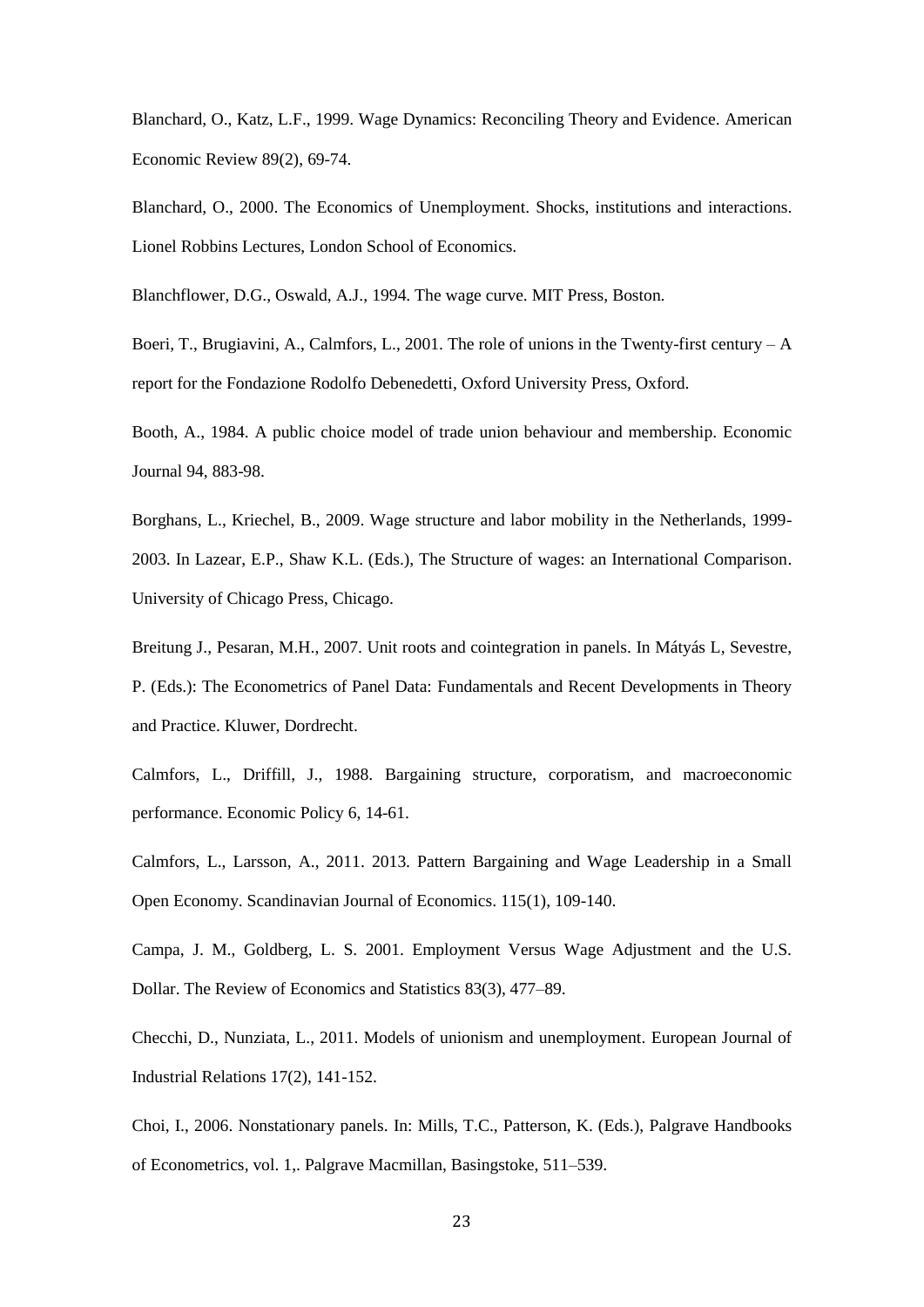Blanchard, O., Katz, L.F., 1999. Wage Dynamics: Reconciling Theory and Evidence. American Economic Review 89(2), 69-74.

Blanchard, O., 2000. The Economics of Unemployment. Shocks, institutions and interactions. Lionel Robbins Lectures, London School of Economics.

Blanchflower, D.G., Oswald, A.J., 1994. The wage curve. MIT Press, Boston.

Boeri, T., Brugiavini, A., Calmfors, L., 2001. The role of unions in the Twenty-first century – A report for the Fondazione Rodolfo Debenedetti, Oxford University Press, Oxford.

Booth, A., 1984. A public choice model of trade union behaviour and membership. Economic Journal 94, 883-98.

Borghans, L., Kriechel, B., 2009. Wage structure and labor mobility in the Netherlands, 1999-2003. In Lazear, E.P., Shaw K.L. (Eds.), The Structure of wages: an International Comparison. University of Chicago Press, Chicago.

Breitung J., Pesaran, M.H., 2007. Unit roots and cointegration in panels. In Mátyás L, Sevestre, P. (Eds.): The Econometrics of Panel Data: Fundamentals and Recent Developments in Theory and Practice. Kluwer, Dordrecht.

Calmfors, L., Driffill, J., 1988. Bargaining structure, corporatism, and macroeconomic performance. Economic Policy 6, 14-61.

Calmfors, L., Larsson, A., 2011. 2013. Pattern Bargaining and Wage Leadership in a Small Open Economy. Scandinavian Journal of Economics. 115(1), 109-140.

Campa, J. M., Goldberg, L. S. 2001. Employment Versus Wage Adjustment and the U.S. Dollar. The Review of Economics and Statistics 83(3), 477–89.

Checchi, D., Nunziata, L., 2011. Models of unionism and unemployment. European Journal of Industrial Relations 17(2), 141-152.

Choi, I., 2006. Nonstationary panels. In: Mills, T.C., Patterson, K. (Eds.), Palgrave Handbooks of Econometrics, vol. 1,. Palgrave Macmillan, Basingstoke, 511–539.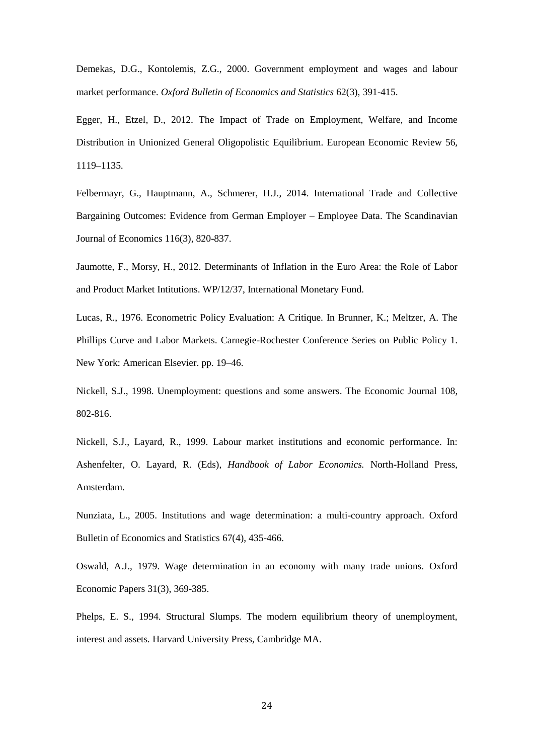Demekas, D.G., Kontolemis, Z.G., 2000. Government employment and wages and labour market performance. *Oxford Bulletin of Economics and Statistics* 62(3), 391-415.

Egger, H., Etzel, D., 2012. The Impact of Trade on Employment, Welfare, and Income Distribution in Unionized General Oligopolistic Equilibrium. European Economic Review 56, 1119–1135.

Felbermayr, G., Hauptmann, A., Schmerer, H.J., 2014. International Trade and Collective Bargaining Outcomes: Evidence from German Employer – Employee Data. The Scandinavian Journal of Economics 116(3), 820-837.

Jaumotte, F., Morsy, H., 2012. Determinants of Inflation in the Euro Area: the Role of Labor and Product Market Intitutions. WP/12/37, International Monetary Fund.

Lucas, R., 1976. Econometric Policy Evaluation: A Critique. In Brunner, K.; Meltzer, A. The Phillips Curve and Labor Markets. Carnegie-Rochester Conference Series on Public Policy 1. New York: American Elsevier. pp. 19–46.

Nickell, S.J., 1998. Unemployment: questions and some answers. The Economic Journal 108, 802-816.

Nickell, S.J., Layard, R., 1999. Labour market institutions and economic performance. In: Ashenfelter, O. Layard, R. (Eds), *Handbook of Labor Economics.* North-Holland Press, Amsterdam.

Nunziata, L., 2005. Institutions and wage determination: a multi-country approach. Oxford Bulletin of Economics and Statistics 67(4), 435-466.

Oswald, A.J., 1979. Wage determination in an economy with many trade unions. Oxford Economic Papers 31(3), 369-385.

Phelps, E. S., 1994. Structural Slumps. The modern equilibrium theory of unemployment, interest and assets. Harvard University Press, Cambridge MA.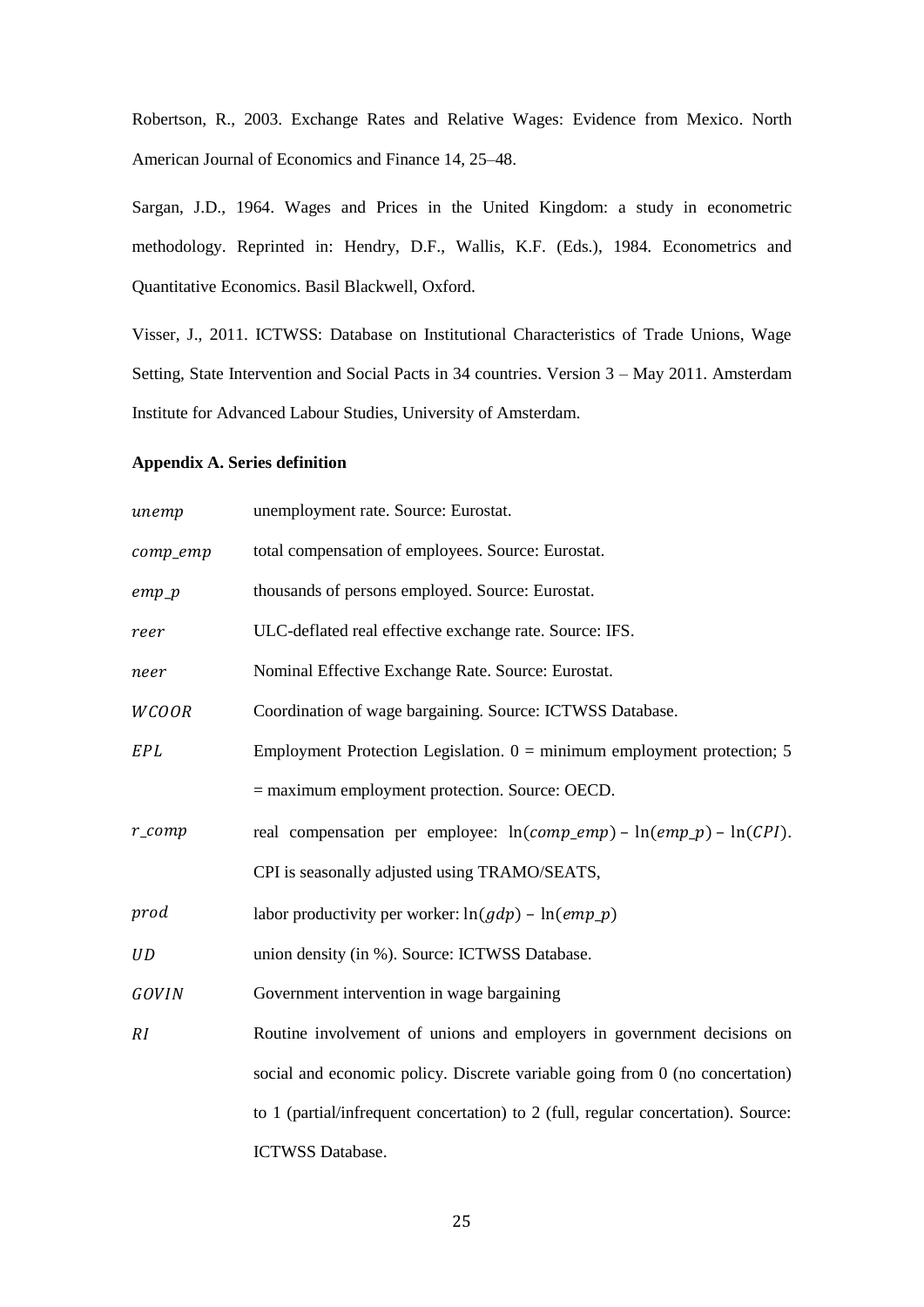Robertson, R., 2003. Exchange Rates and Relative Wages: Evidence from Mexico. North American Journal of Economics and Finance 14, 25–48.

Sargan, J.D., 1964. Wages and Prices in the United Kingdom: a study in econometric methodology. Reprinted in: Hendry, D.F., Wallis, K.F. (Eds.), 1984. Econometrics and Quantitative Economics. Basil Blackwell, Oxford.

Visser, J., 2011. ICTWSS: Database on Institutional Characteristics of Trade Unions, Wage Setting, State Intervention and Social Pacts in 34 countries. Version 3 – May 2011. Amsterdam Institute for Advanced Labour Studies, University of Amsterdam.

**Appendix A. Series definition**

| | |
|---|---|
| $unemp$ | unemployment rate. Source: Eurostat. |
| $comp\_emp$ | total compensation of employees. Source: Eurostat. |
| $emp\_p$ | thousands of persons employed. Source: Eurostat. |
| $reer$ | ULC-deflated real effective exchange rate. Source: IFS. |
| $neer$ | Nominal Effective Exchange Rate. Source: Eurostat. |
| $WCOOR$ | Coordination of wage bargaining. Source: ICTWSS Database. |
| $EPL$ | Employment Protection Legislation. 0 = minimum employment protection; 5 = maximum employment protection. Source: OECD. |
| $r\_comp$ | real compensation per employee: $\ln(comp\_emp) - \ln(emp\_p) - \ln(CPI)$. CPI is seasonally adjusted using TRAMO/SEATS, |
| $prod$ | labor productivity per worker: $\ln(gdp) - \ln(emp\_p)$ |
| $UD$ | union density (in %). Source: ICTWSS Database. |
| $GOVIN$ | Government intervention in wage bargaining |
| $RI$ | Routine involvement of unions and employers in government decisions on social and economic policy. Discrete variable going from 0 (no concertation) to 1 (partial/infrequent concertation) to 2 (full, regular concertation). Source: ICTWSS Database. |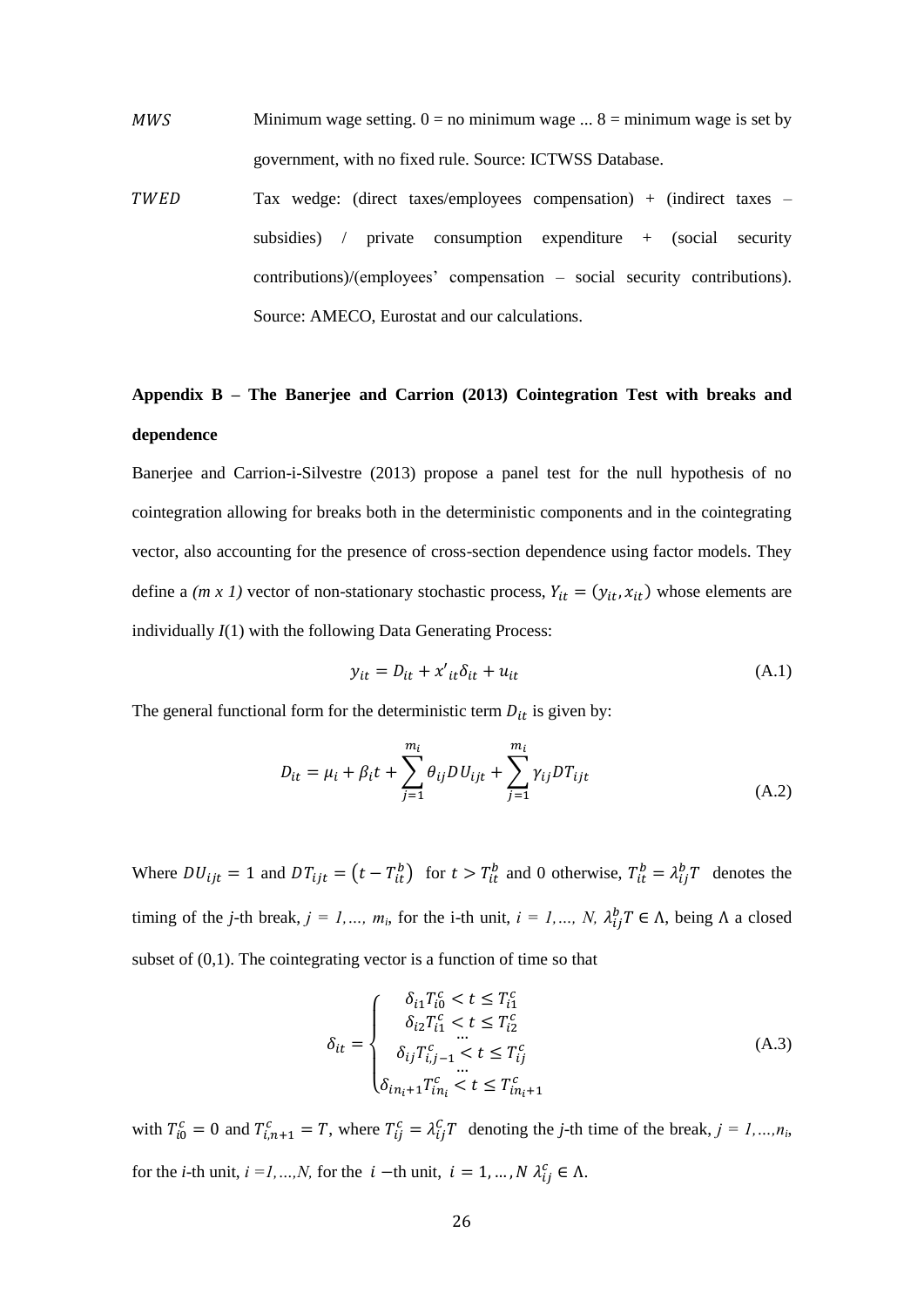$MWS$ Minimum wage setting. 0 = no minimum wage ... 8 = minimum wage is set by government, with no fixed rule. Source: ICTWSS Database.

$TWED$ Tax wedge: (direct taxes/employees compensation) + (indirect taxes – subsidies) / private consumption expenditure + (social security contributions)/(employees' compensation – social security contributions). Source: AMECO, Eurostat and our calculations.

## Appendix B – The Banerjee and Carrion (2013) Cointegration Test with breaks and dependence

Banerjee and Carrion-i-Silvestre (2013) propose a panel test for the null hypothesis of no cointegration allowing for breaks both in the deterministic components and in the cointegrating vector, also accounting for the presence of cross-section dependence using factor models. They define a *(m x 1)* vector of non-stationary stochastic process, $Y_{it} = (y_{it}, x_{it})$ whose elements are individually $I(1)$ with the following Data Generating Process:

$$y_{it} = D_{it} + x'_{it}\delta_{it} + u_{it} \tag{A.1}$$

The general functional form for the deterministic term $D_{it}$ is given by:

$$D_{it} = \mu_i + \beta_i t + \sum_{j=1}^{m_i} \theta_{ij} DU_{ijt} + \sum_{j=1}^{m_i} \gamma_{ij} DT_{ijt} \tag{A.2}$$

Where $DU_{ijt} = 1$ and $DT_{ijt} = (t - T_{it}^{b})$ for $t > T_{it}^{b}$ and 0 otherwise, $T_{it}^{b} = \lambda_{ij}^{b} T$ denotes the timing of the *j*-th break, $j = 1, \ldots, m_i$, for the i-th unit, $i = 1, \ldots, N$, $\lambda_{ij}^{b} T \in \Lambda$, being $\Lambda$ a closed subset of (0,1). The cointegrating vector is a function of time so that

$$\delta_{it} = \begin{cases} \delta_{i1} T_{i0}^{c} < t \leq T_{i1}^{c} \\ \delta_{i2} T_{i1}^{c} < t \leq T_{i2}^{c} \\ \quad\cdots \\ \delta_{ij} T_{i,j-1}^{c} < t \leq T_{ij}^{c} \\ \quad\cdots \\ \delta_{in_i+1} T_{in_i}^{c} < t \leq T_{in_i+1}^{c} \end{cases} \tag{A.3}$$

with $T_{i0}^{c} = 0$ and $T_{i,n+1}^{c} = T$, where $T_{ij}^{c} = \lambda_{ij}^{c} T$ denoting the *j*-th time of the break, $j = 1, \ldots, n_i$, for the *i*-th unit, $i = 1, \ldots, N$, for the $i$ −th unit, $i = 1, \ldots, N$ $\lambda_{ij}^{c} \in \Lambda$.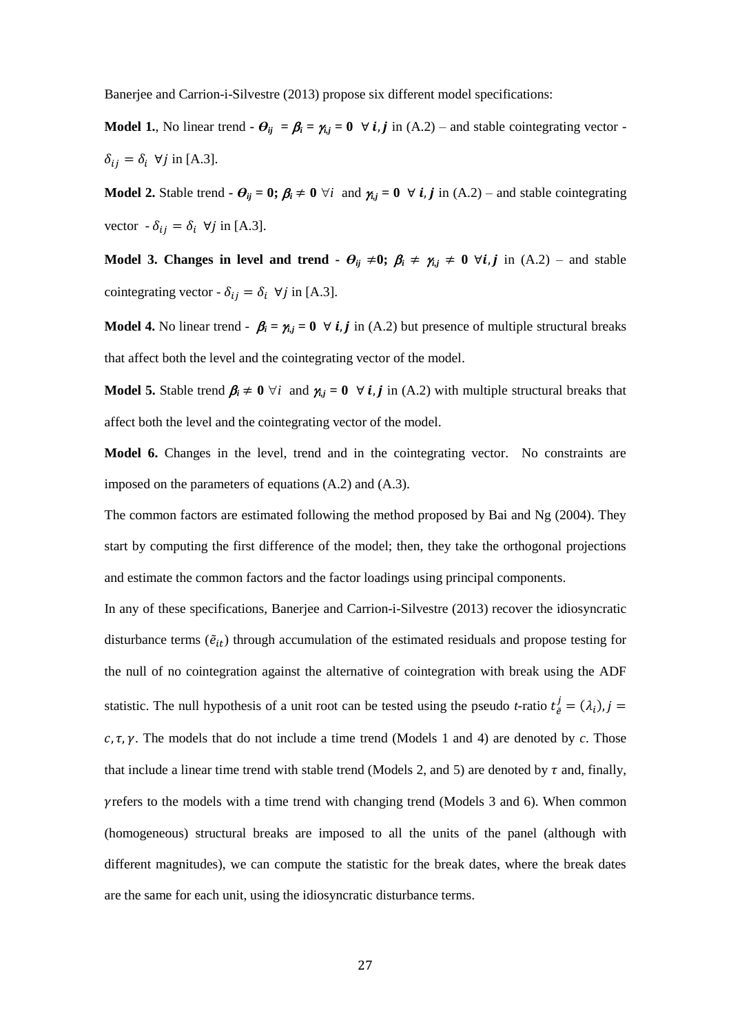Banerjee and Carrion-i-Silvestre (2013) propose six different model specifications:

**Model 1.**, No linear trend - $\boldsymbol{\Theta_{ij} = \beta_i = \gamma_{i,j} = 0}$ $\forall\, \boldsymbol{i, j}$ in (A.2) – and stable cointegrating vector - $\delta_{ij} = \delta_i \;\; \forall j$ in [A.3].

**Model 2.** Stable trend - $\boldsymbol{\Theta_{ij} = 0;\ \beta_i \neq 0}$ $\forall i$ and $\boldsymbol{\gamma_{i,j} = 0}$ $\forall\, \boldsymbol{i, j}$ in (A.2) – and stable cointegrating vector - $\delta_{ij} = \delta_i \;\; \forall j$ in [A.3].

**Model 3. Changes in level and trend** - $\boldsymbol{\Theta_{ij} \neq 0;\ \beta_i \neq \gamma_{i,j} \neq 0}$ $\forall \boldsymbol{i, j}$ in (A.2) – and stable cointegrating vector - $\delta_{ij} = \delta_i \;\; \forall j$ in [A.3].

**Model 4.** No linear trend - $\boldsymbol{\beta_i = \gamma_{i,j} = 0}$ $\forall\, \boldsymbol{i, j}$ in (A.2) but presence of multiple structural breaks that affect both the level and the cointegrating vector of the model.

**Model 5.** Stable trend $\boldsymbol{\beta_i \neq 0}$ $\forall i$ and $\boldsymbol{\gamma_{i,j} = 0}$ $\forall\, \boldsymbol{i, j}$ in (A.2) with multiple structural breaks that affect both the level and the cointegrating vector of the model.

**Model 6.** Changes in the level, trend and in the cointegrating vector. No constraints are imposed on the parameters of equations (A.2) and (A.3).

The common factors are estimated following the method proposed by Bai and Ng (2004). They start by computing the first difference of the model; then, they take the orthogonal projections and estimate the common factors and the factor loadings using principal components.

In any of these specifications, Banerjee and Carrion-i-Silvestre (2013) recover the idiosyncratic disturbance terms ($\tilde{e}_{it}$) through accumulation of the estimated residuals and propose testing for the null of no cointegration against the alternative of cointegration with break using the ADF statistic. The null hypothesis of a unit root can be tested using the pseudo *t*-ratio $t_{\tilde{e}}^{j} = (\lambda_i), j = c, \tau, \gamma$. The models that do not include a time trend (Models 1 and 4) are denoted by *c*. Those that include a linear time trend with stable trend (Models 2, and 5) are denoted by $\tau$ and, finally, $\gamma$ refers to the models with a time trend with changing trend (Models 3 and 6). When common (homogeneous) structural breaks are imposed to all the units of the panel (although with different magnitudes), we can compute the statistic for the break dates, where the break dates are the same for each unit, using the idiosyncratic disturbance terms.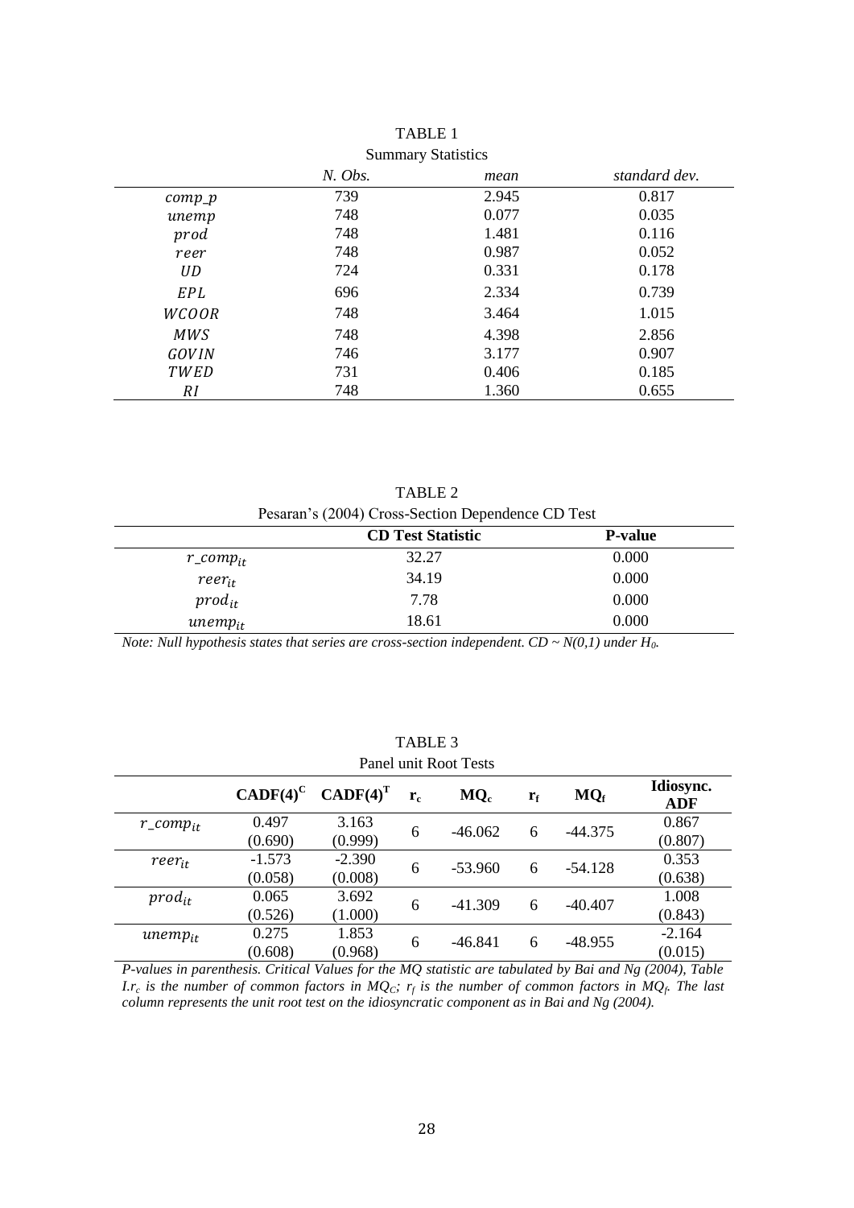TABLE 1

Summary Statistics

| | *N. Obs.* | *mean* | *standard dev.* |
|---|---|---|---|
| $comp\_p$ | 739 | 2.945 | 0.817 |
| $unemp$ | 748 | 0.077 | 0.035 |
| $prod$ | 748 | 1.481 | 0.116 |
| $reer$ | 748 | 0.987 | 0.052 |
| $UD$ | 724 | 0.331 | 0.178 |
| $EPL$ | 696 | 2.334 | 0.739 |
| $WCOOR$ | 748 | 3.464 | 1.015 |
| $MWS$ | 748 | 4.398 | 2.856 |
| $GOVIN$ | 746 | 3.177 | 0.907 |
| $TWED$ | 731 | 0.406 | 0.185 |
| $RI$ | 748 | 1.360 | 0.655 |

TABLE 2

Pesaran's (2004) Cross-Section Dependence CD Test

| | **CD Test Statistic** | **P-value** |
|---|---|---|
| $r\_comp_{it}$ | 32.27 | 0.000 |
| $reer_{it}$ | 34.19 | 0.000 |
| $prod_{it}$ | 7.78 | 0.000 |
| $unemp_{it}$ | 18.61 | 0.000 |

*Note: Null hypothesis states that series are cross-section independent. CD ~ N(0,1) under $H_0$.*

TABLE 3

Panel unit Root Tests

| | $\mathbf{CADF(4)^C}$ | $\mathbf{CADF(4)^T}$ | $\mathbf{r_c}$ | $\mathbf{MQ_c}$ | $\mathbf{r_f}$ | $\mathbf{MQ_f}$ | **Idiosync. ADF** |
|---|---|---|---|---|---|---|---|
| $r\_comp_{it}$ | 0.497 (0.690) | 3.163 (0.999) | 6 | -46.062 | 6 | -44.375 | 0.867 (0.807) |
| $reer_{it}$ | -1.573 (0.058) | -2.390 (0.008) | 6 | -53.960 | 6 | -54.128 | 0.353 (0.638) |
| $prod_{it}$ | 0.065 (0.526) | 3.692 (1.000) | 6 | -41.309 | 6 | -40.407 | 1.008 (0.843) |
| $unemp_{it}$ | 0.275 (0.608) | 1.853 (0.968) | 6 | -46.841 | 6 | -48.955 | -2.164 (0.015) |

*P-values in parenthesis. Critical Values for the MQ statistic are tabulated by Bai and Ng (2004), Table I.$r_c$ is the number of common factors in $MQ_C$; $r_f$ is the number of common factors in $MQ_f$. The last column represents the unit root test on the idiosyncratic component as in Bai and Ng (2004).*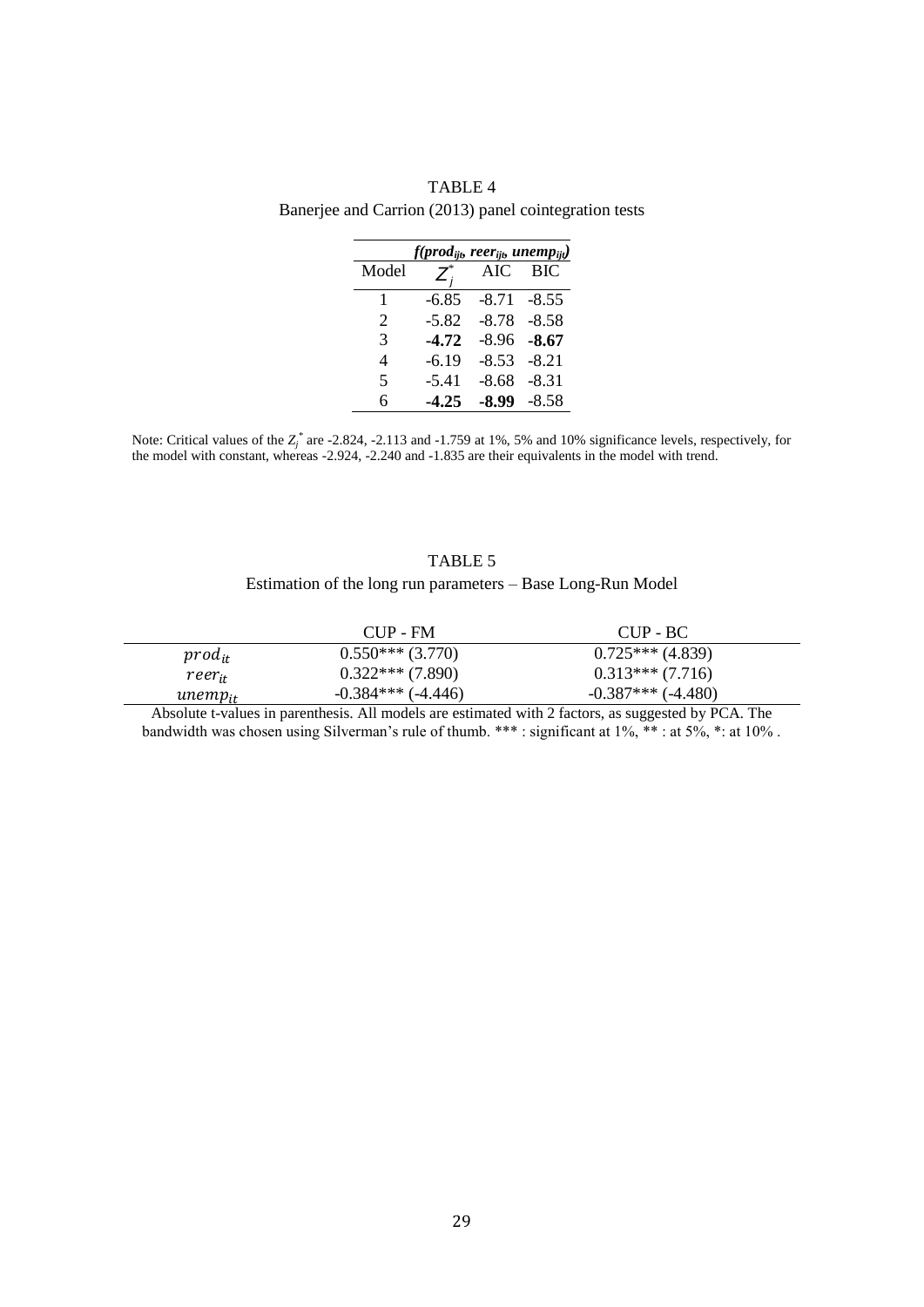TABLE 4

Banerjee and Carrion (2013) panel cointegration tests

| | *f(prod$_{ijt}$, reer$_{ijt}$, unemp$_{ijt}$)* | | |
|---|---|---|---|
| Model | $Z_j^*$ | AIC | BIC |
| 1 | -6.85 | -8.71 | -8.55 |
| 2 | -5.82 | -8.78 | -8.58 |
| 3 | **-4.72** | -8.96 | **-8.67** |
| 4 | -6.19 | -8.53 | -8.21 |
| 5 | -5.41 | -8.68 | -8.31 |
| 6 | **-4.25** | **-8.99** | -8.58 |

Note: Critical values of the $Z_j^*$ are -2.824, -2.113 and -1.759 at 1%, 5% and 10% significance levels, respectively, for the model with constant, whereas -2.924, -2.240 and -1.835 are their equivalents in the model with trend.

TABLE 5

Estimation of the long run parameters – Base Long-Run Model

| | CUP - FM | CUP - BC |
|---|---|---|
| $prod_{it}$ | 0.550*** (3.770) | 0.725*** (4.839) |
| $reer_{it}$ | 0.322*** (7.890) | 0.313*** (7.716) |
| $unemp_{it}$ | -0.384*** (-4.446) | -0.387*** (-4.480) |

Absolute t-values in parenthesis. All models are estimated with 2 factors, as suggested by PCA. The bandwidth was chosen using Silverman's rule of thumb. *** : significant at 1%, ** : at 5%, *: at 10% .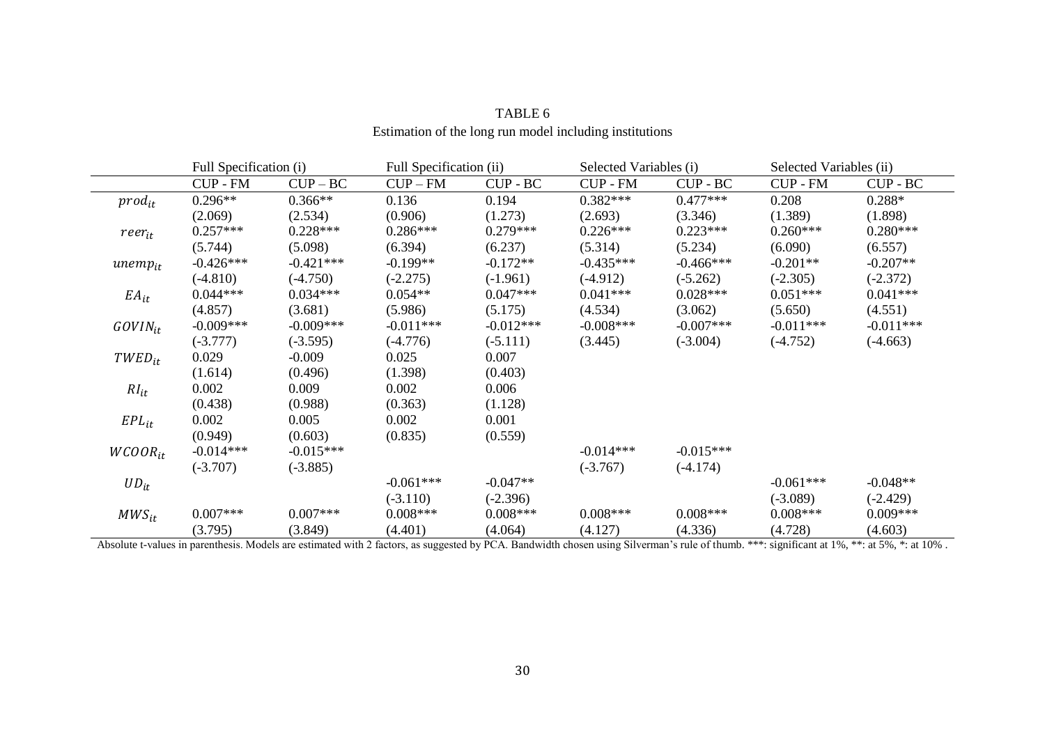TABLE 6

Estimation of the long run model including institutions

| | Full Specification (i) | | Full Specification (ii) | | Selected Variables (i) | | Selected Variables (ii) | |
|---|---|---|---|---|---|---|---|---|
| | CUP - FM | CUP – BC | CUP – FM | CUP - BC | CUP - FM | CUP - BC | CUP - FM | CUP - BC |
| $prod_{it}$ | 0.296** | 0.366** | 0.136 | 0.194 | 0.382*** | 0.477*** | 0.208 | 0.288* |
| | (2.069) | (2.534) | (0.906) | (1.273) | (2.693) | (3.346) | (1.389) | (1.898) |
| $reer_{it}$ | 0.257*** | 0.228*** | 0.286*** | 0.279*** | 0.226*** | 0.223*** | 0.260*** | 0.280*** |
| | (5.744) | (5.098) | (6.394) | (6.237) | (5.314) | (5.234) | (6.090) | (6.557) |
| $unemp_{it}$ | -0.426*** | -0.421*** | -0.199** | -0.172** | -0.435*** | -0.466*** | -0.201** | -0.207** |
| | (-4.810) | (-4.750) | (-2.275) | (-1.961) | (-4.912) | (-5.262) | (-2.305) | (-2.372) |
| $EA_{it}$ | 0.044*** | 0.034*** | 0.054** | 0.047*** | 0.041*** | 0.028*** | 0.051*** | 0.041*** |
| | (4.857) | (3.681) | (5.986) | (5.175) | (4.534) | (3.062) | (5.650) | (4.551) |
| $GOVIN_{it}$ | -0.009*** | -0.009*** | -0.011*** | -0.012*** | -0.008*** | -0.007*** | -0.011*** | -0.011*** |
| | (-3.777) | (-3.595) | (-4.776) | (-5.111) | (3.445) | (-3.004) | (-4.752) | (-4.663) |
| $TWED_{it}$ | 0.029 | -0.009 | 0.025 | 0.007 | | | | |
| | (1.614) | (0.496) | (1.398) | (0.403) | | | | |
| $RI_{it}$ | 0.002 | 0.009 | 0.002 | 0.006 | | | | |
| | (0.438) | (0.988) | (0.363) | (1.128) | | | | |
| $EPL_{it}$ | 0.002 | 0.005 | 0.002 | 0.001 | | | | |
| | (0.949) | (0.603) | (0.835) | (0.559) | | | | |
| $WCOOR_{it}$ | -0.014*** | -0.015*** | | | -0.014*** | -0.015*** | | |
| | (-3.707) | (-3.885) | | | (-3.767) | (-4.174) | | |
| $UD_{it}$ | | | -0.061*** | -0.047** | | | -0.061*** | -0.048** |
| | | | (-3.110) | (-2.396) | | | (-3.089) | (-2.429) |
| $MWS_{it}$ | 0.007*** | 0.007*** | 0.008*** | 0.008*** | 0.008*** | 0.008*** | 0.008*** | 0.009*** |
| | (3.795) | (3.849) | (4.401) | (4.064) | (4.127) | (4.336) | (4.728) | (4.603) |

Absolute t-values in parenthesis. Models are estimated with 2 factors, as suggested by PCA. Bandwidth chosen using Silverman's rule of thumb. ***: significant at 1%, **: at 5%, *: at 10% .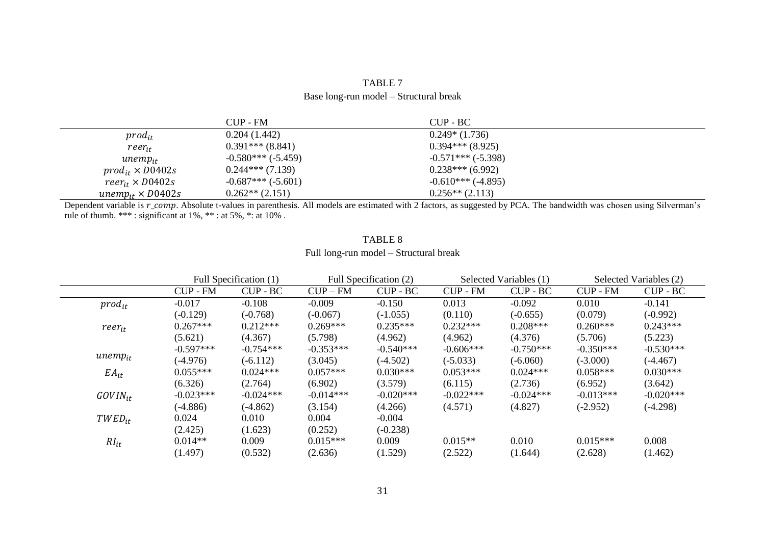TABLE 7

Base long-run model – Structural break

| | CUP - FM | CUP - BC |
|---|---|---|
| $prod_{it}$ | 0.204 (1.442) | 0.249* (1.736) |
| $reer_{it}$ | 0.391*** (8.841) | 0.394*** (8.925) |
| $unemp_{it}$ | -0.580*** (-5.459) | -0.571*** (-5.398) |
| $prod_{it} \times D0402s$ | 0.244*** (7.139) | 0.238*** (6.992) |
| $reer_{it} \times D0402s$ | -0.687*** (-5.601) | -0.610*** (-4.895) |
| $unemp_{it} \times D0402s$ | 0.262** (2.151) | 0.256** (2.113) |

Dependent variable is *r_comp*. Absolute t-values in parenthesis. All models are estimated with 2 factors, as suggested by PCA. The bandwidth was chosen using Silverman's rule of thumb. *** : significant at 1%, ** : at 5%, *: at 10% .

TABLE 8

Full long-run model – Structural break

| | Full Specification (1) | | Full Specification (2) | | Selected Variables (1) | | Selected Variables (2) | |
|---|---|---|---|---|---|---|---|---|
| | CUP - FM | CUP - BC | CUP – FM | CUP - BC | CUP - FM | CUP - BC | CUP - FM | CUP - BC |
| $prod_{it}$ | -0.017 | -0.108 | -0.009 | -0.150 | 0.013 | -0.092 | 0.010 | -0.141 |
| | (-0.129) | (-0.768) | (-0.067) | (-1.055) | (0.110) | (-0.655) | (0.079) | (-0.992) |
| $reer_{it}$ | 0.267*** | 0.212*** | 0.269*** | 0.235*** | 0.232*** | 0.208*** | 0.260*** | 0.243*** |
| | (5.621) | (4.367) | (5.798) | (4.962) | (4.962) | (4.376) | (5.706) | (5.223) |
| $unemp_{it}$ | -0.597*** | -0.754*** | -0.353*** | -0.540*** | -0.606*** | -0.750*** | -0.350*** | -0.530*** |
| | (-4.976) | (-6.112) | (3.045) | (-4.502) | (-5.033) | (-6.060) | (-3.000) | (-4.467) |
| $EA_{it}$ | 0.055*** | 0.024*** | 0.057*** | 0.030*** | 0.053*** | 0.024*** | 0.058*** | 0.030*** |
| | (6.326) | (2.764) | (6.902) | (3.579) | (6.115) | (2.736) | (6.952) | (3.642) |
| $GOVIN_{it}$ | -0.023*** | -0.024*** | -0.014*** | -0.020*** | -0.022*** | -0.024*** | -0.013*** | -0.020*** |
| | (-4.886) | (-4.862) | (3.154) | (4.266) | (4.571) | (4.827) | (-2.952) | (-4.298) |
| $TWED_{it}$ | 0.024 | 0.010 | 0.004 | -0.004 | | | | |
| | (2.425) | (1.623) | (0.252) | (-0.238) | | | | |
| $RI_{it}$ | 0.014** | 0.009 | 0.015*** | 0.009 | 0.015** | 0.010 | 0.015*** | 0.008 |
| | (1.497) | (0.532) | (2.636) | (1.529) | (2.522) | (1.644) | (2.628) | (1.462) |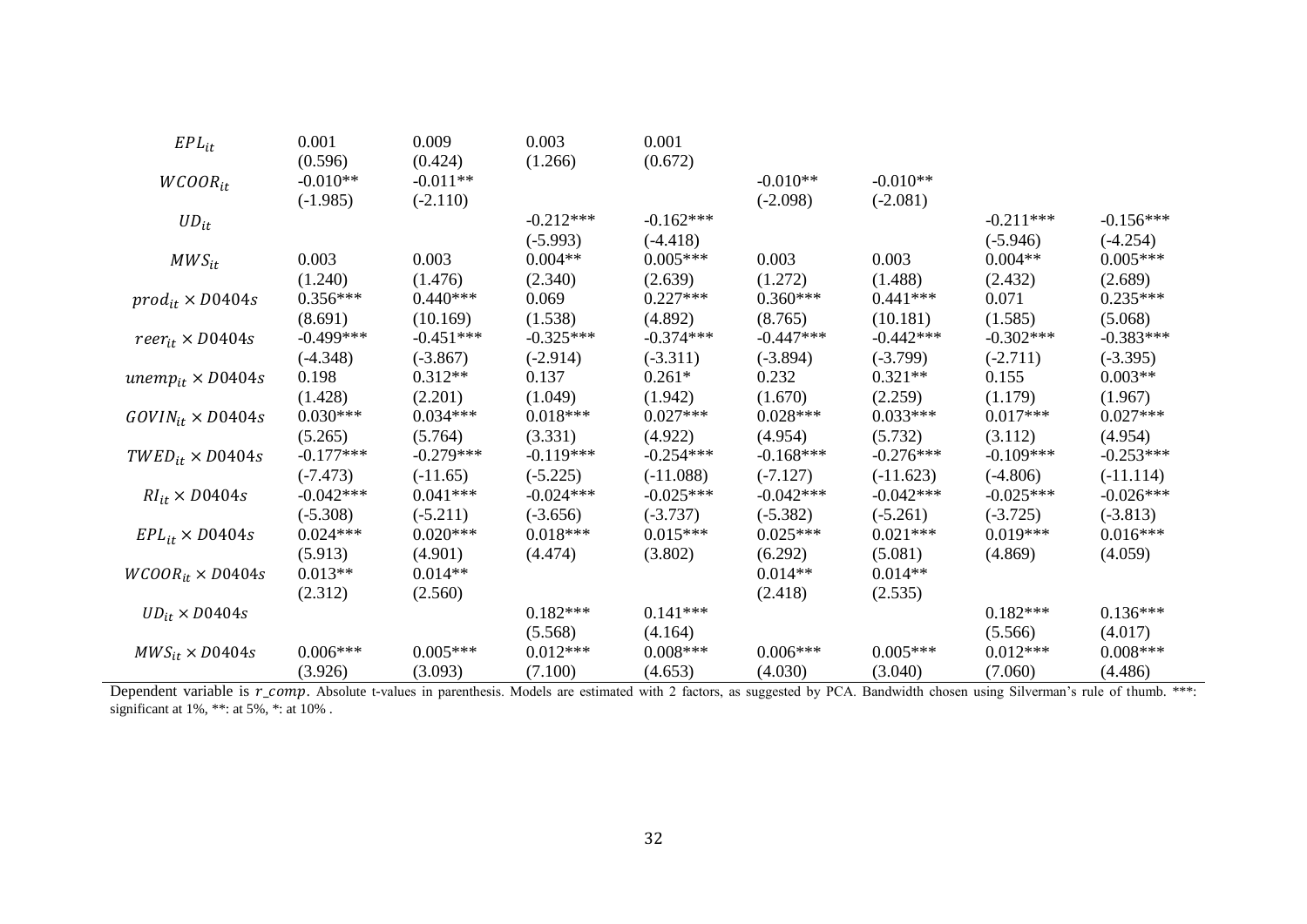| | | | | | | | | |
|---|---|---|---|---|---|---|---|---|
| $EPL_{it}$ | 0.001 | 0.009 | 0.003 | 0.001 | | | | |
| | (0.596) | (0.424) | (1.266) | (0.672) | | | | |
| $WCOOR_{it}$ | -0.010** | -0.011** | | | -0.010** | -0.010** | | |
| | (-1.985) | (-2.110) | | | (-2.098) | (-2.081) | | |
| $UD_{it}$ | | | -0.212*** | -0.162*** | | | -0.211*** | -0.156*** |
| | | | (-5.993) | (-4.418) | | | (-5.946) | (-4.254) |
| $MWS_{it}$ | 0.003 | 0.003 | 0.004** | 0.005*** | 0.003 | 0.003 | 0.004** | 0.005*** |
| | (1.240) | (1.476) | (2.340) | (2.639) | (1.272) | (1.488) | (2.432) | (2.689) |
| $prod_{it} \times D0404s$ | 0.356*** | 0.440*** | 0.069 | 0.227*** | 0.360*** | 0.441*** | 0.071 | 0.235*** |
| | (8.691) | (10.169) | (1.538) | (4.892) | (8.765) | (10.181) | (1.585) | (5.068) |
| $reer_{it} \times D0404s$ | -0.499*** | -0.451*** | -0.325*** | -0.374*** | -0.447*** | -0.442*** | -0.302*** | -0.383*** |
| | (-4.348) | (-3.867) | (-2.914) | (-3.311) | (-3.894) | (-3.799) | (-2.711) | (-3.395) |
| $unemp_{it} \times D0404s$ | 0.198 | 0.312** | 0.137 | 0.261* | 0.232 | 0.321** | 0.155 | 0.003** |
| | (1.428) | (2.201) | (1.049) | (1.942) | (1.670) | (2.259) | (1.179) | (1.967) |
| $GOVIN_{it} \times D0404s$ | 0.030*** | 0.034*** | 0.018*** | 0.027*** | 0.028*** | 0.033*** | 0.017*** | 0.027*** |
| | (5.265) | (5.764) | (3.331) | (4.922) | (4.954) | (5.732) | (3.112) | (4.954) |
| $TWED_{it} \times D0404s$ | -0.177*** | -0.279*** | -0.119*** | -0.254*** | -0.168*** | -0.276*** | -0.109*** | -0.253*** |
| | (-7.473) | (-11.65) | (-5.225) | (-11.088) | (-7.127) | (-11.623) | (-4.806) | (-11.114) |
| $RI_{it} \times D0404s$ | -0.042*** | 0.041*** | -0.024*** | -0.025*** | -0.042*** | -0.042*** | -0.025*** | -0.026*** |
| | (-5.308) | (-5.211) | (-3.656) | (-3.737) | (-5.382) | (-5.261) | (-3.725) | (-3.813) |
| $EPL_{it} \times D0404s$ | 0.024*** | 0.020*** | 0.018*** | 0.015*** | 0.025*** | 0.021*** | 0.019*** | 0.016*** |
| | (5.913) | (4.901) | (4.474) | (3.802) | (6.292) | (5.081) | (4.869) | (4.059) |
| $WCOOR_{it} \times D0404s$ | 0.013** | 0.014** | | | 0.014** | 0.014** | | |
| | (2.312) | (2.560) | | | (2.418) | (2.535) | | |
| $UD_{it} \times D0404s$ | | | 0.182*** | 0.141*** | | | 0.182*** | 0.136*** |
| | | | (5.568) | (4.164) | | | (5.566) | (4.017) |
| $MWS_{it} \times D0404s$ | 0.006*** | 0.005*** | 0.012*** | 0.008*** | 0.006*** | 0.005*** | 0.012*** | 0.008*** |
| | (3.926) | (3.093) | (7.100) | (4.653) | (4.030) | (3.040) | (7.060) | (4.486) |

Dependent variable is $r\_comp$. Absolute t-values in parenthesis. Models are estimated with 2 factors, as suggested by PCA. Bandwidth chosen using Silverman's rule of thumb. ***: significant at 1%, **: at 5%, *: at 10% .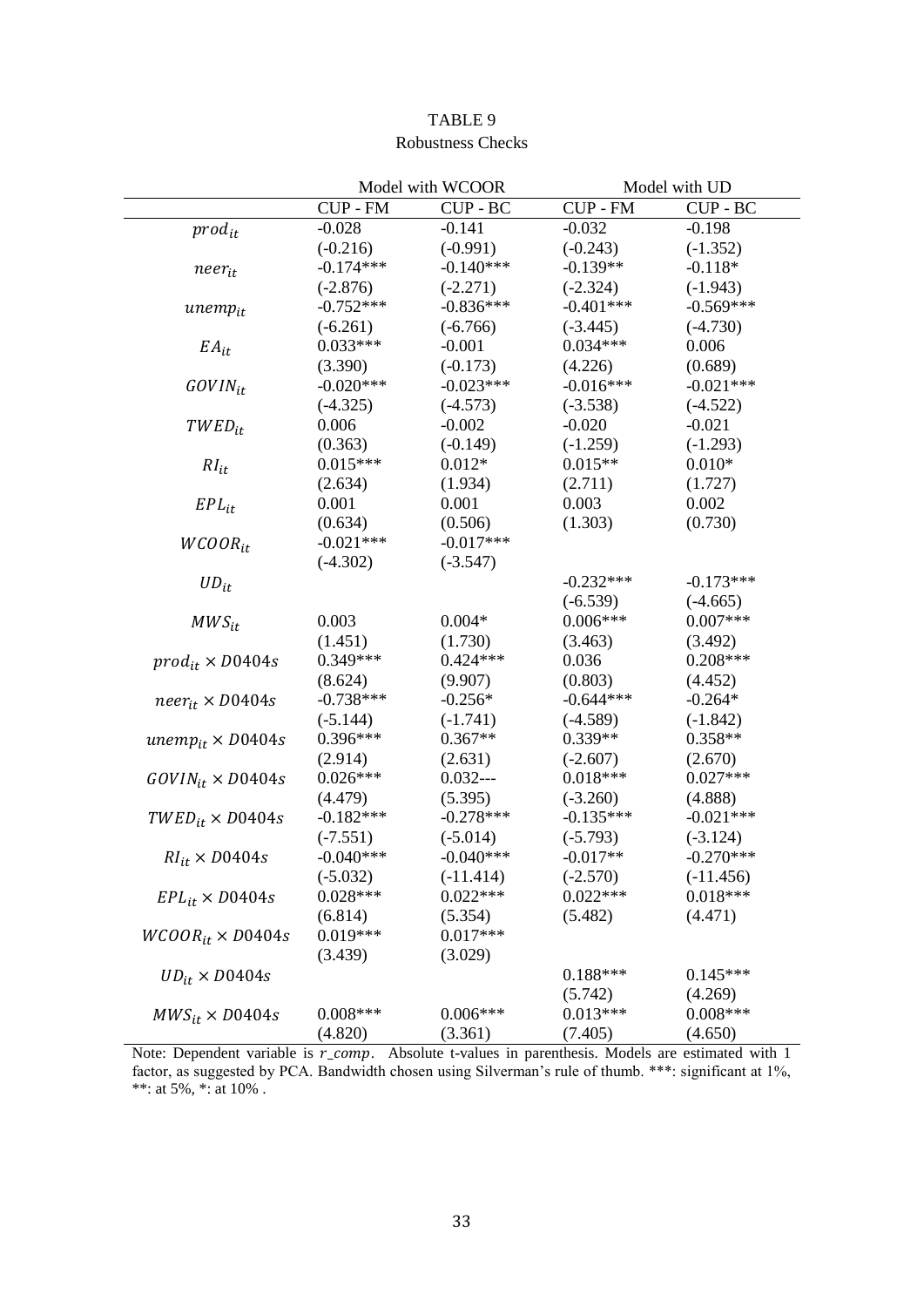# TABLE 9

Robustness Checks

| | Model with WCOOR | | Model with UD | |
|---|---|---|---|---|
| | CUP - FM | CUP - BC | CUP - FM | CUP - BC |
| $prod_{it}$ | -0.028 | -0.141 | -0.032 | -0.198 |
| | (-0.216) | (-0.991) | (-0.243) | (-1.352) |
| $neer_{it}$ | -0.174*** | -0.140*** | -0.139** | -0.118* |
| | (-2.876) | (-2.271) | (-2.324) | (-1.943) |
| $unemp_{it}$ | -0.752*** | -0.836*** | -0.401*** | -0.569*** |
| | (-6.261) | (-6.766) | (-3.445) | (-4.730) |
| $EA_{it}$ | 0.033*** | -0.001 | 0.034*** | 0.006 |
| | (3.390) | (-0.173) | (4.226) | (0.689) |
| $GOVIN_{it}$ | -0.020*** | -0.023*** | -0.016*** | -0.021*** |
| | (-4.325) | (-4.573) | (-3.538) | (-4.522) |
| $TWED_{it}$ | 0.006 | -0.002 | -0.020 | -0.021 |
| | (0.363) | (-0.149) | (-1.259) | (-1.293) |
| $RI_{it}$ | 0.015*** | 0.012* | 0.015** | 0.010* |
| | (2.634) | (1.934) | (2.711) | (1.727) |
| $EPL_{it}$ | 0.001 | 0.001 | 0.003 | 0.002 |
| | (0.634) | (0.506) | (1.303) | (0.730) |
| $WCOOR_{it}$ | -0.021*** | -0.017*** | | |
| | (-4.302) | (-3.547) | | |
| $UD_{it}$ | | | -0.232*** | -0.173*** |
| | | | (-6.539) | (-4.665) |
| $MWS_{it}$ | 0.003 | 0.004* | 0.006*** | 0.007*** |
| | (1.451) | (1.730) | (3.463) | (3.492) |
| $prod_{it} \times D0404s$ | 0.349*** | 0.424*** | 0.036 | 0.208*** |
| | (8.624) | (9.907) | (0.803) | (4.452) |
| $neer_{it} \times D0404s$ | -0.738*** | -0.256* | -0.644*** | -0.264* |
| | (-5.144) | (-1.741) | (-4.589) | (-1.842) |
| $unemp_{it} \times D0404s$ | 0.396*** | 0.367** | 0.339** | 0.358** |
| | (2.914) | (2.631) | (-2.607) | (2.670) |
| $GOVIN_{it} \times D0404s$ | 0.026*** | 0.032--- | 0.018*** | 0.027*** |
| | (4.479) | (5.395) | (-3.260) | (4.888) |
| $TWED_{it} \times D0404s$ | -0.182*** | -0.278*** | -0.135*** | -0.021*** |
| | (-7.551) | (-5.014) | (-5.793) | (-3.124) |
| $RI_{it} \times D0404s$ | -0.040*** | -0.040*** | -0.017** | -0.270*** |
| | (-5.032) | (-11.414) | (-2.570) | (-11.456) |
| $EPL_{it} \times D0404s$ | 0.028*** | 0.022*** | 0.022*** | 0.018*** |
| | (6.814) | (5.354) | (5.482) | (4.471) |
| $WCOOR_{it} \times D0404s$ | 0.019*** | 0.017*** | | |
| | (3.439) | (3.029) | | |
| $UD_{it} \times D0404s$ | | | 0.188*** | 0.145*** |
| | | | (5.742) | (4.269) |
| $MWS_{it} \times D0404s$ | 0.008*** | 0.006*** | 0.013*** | 0.008*** |
| | (4.820) | (3.361) | (7.405) | (4.650) |

Note: Dependent variable is $r\_comp$. Absolute t-values in parenthesis. Models are estimated with 1 factor, as suggested by PCA. Bandwidth chosen using Silverman's rule of thumb. ***: significant at 1%, **: at 5%, *: at 10% .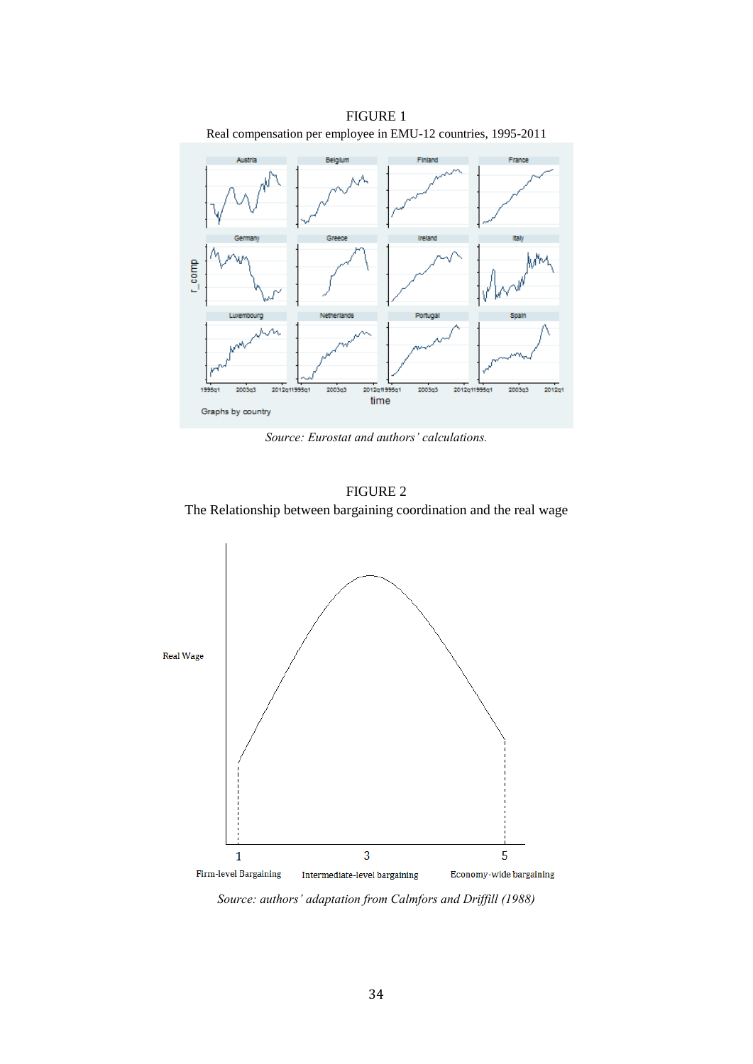FIGURE 1

Real compensation per employee in EMU-12 countries, 1995-2011

*Source: Eurostat and authors' calculations.*

FIGURE 2

The Relationship between bargaining coordination and the real wage

*Source: authors' adaptation from Calmfors and Driffill (1988)*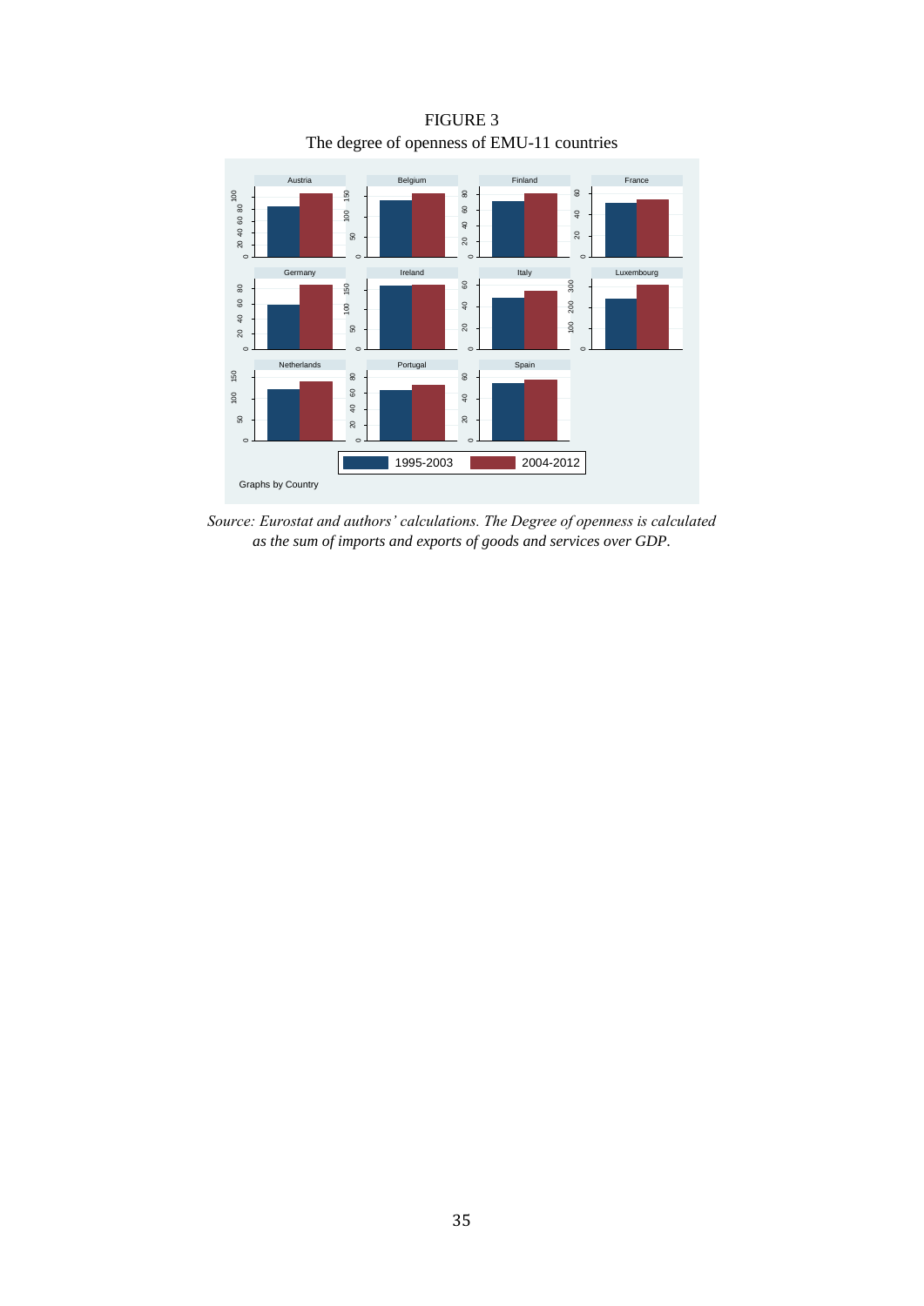FIGURE 3

The degree of openness of EMU-11 countries

Austria

0 20 40 60 80 100

Belgium

0 50 100 150

Finland

0 20 40 60 80

France

0 20 40 60

Germany

0 20 40 60 80

Ireland

0 50 100 150

Italy

0 20 40 60

Luxembourg

0 100 200 300

Netherlands

0 50 100 150

Portugal

0 20 40 60 80

Spain

0 20 40 60

1995-2003

2004-2012

Graphs by Country

*Source: Eurostat and authors' calculations. The Degree of openness is calculated as the sum of imports and exports of goods and services over GDP.*